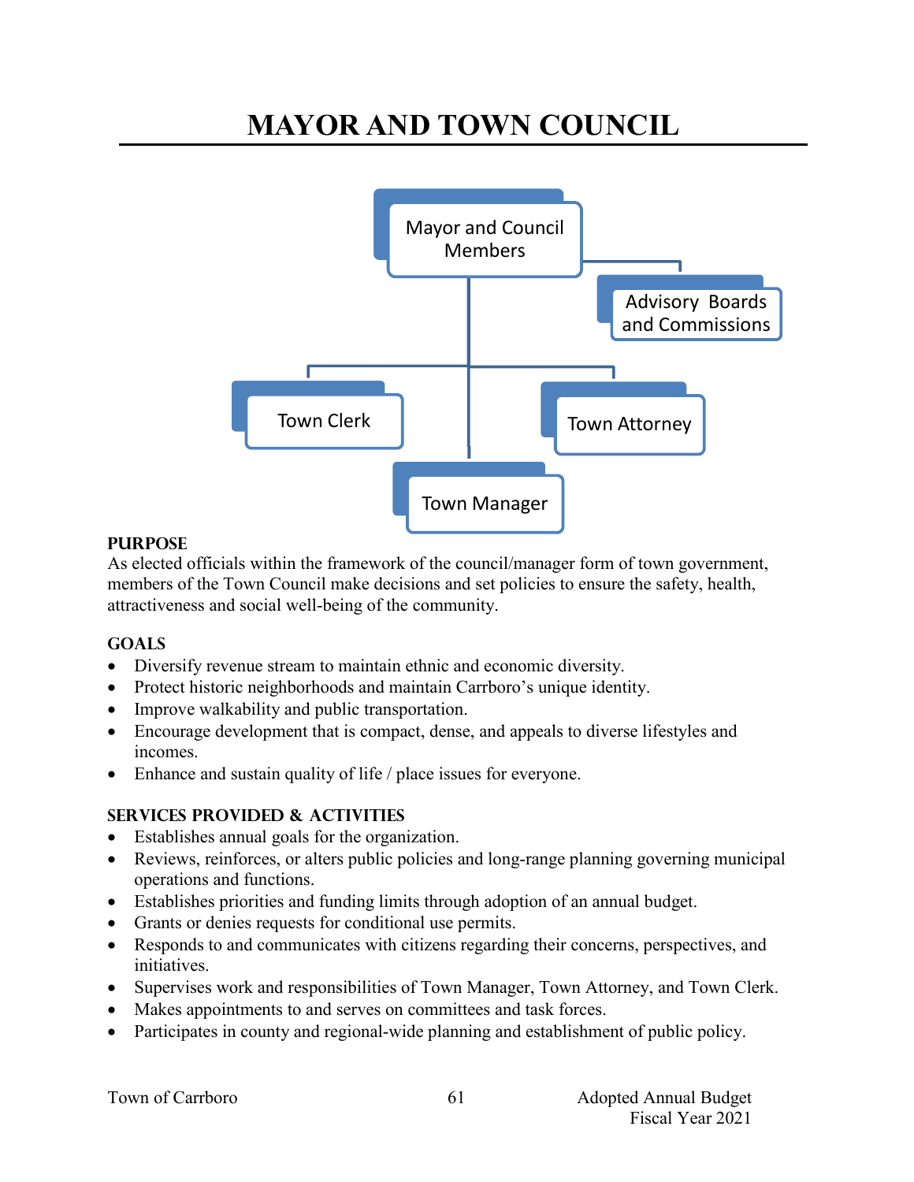# MAYOR AND TOWN COUNCIL

- Mayor and Council Members
  - Advisory Boards and Commissions
  - Town Clerk
  - Town Attorney
  - Town Manager

## PURPOSE

As elected officials within the framework of the council/manager form of town government, members of the Town Council make decisions and set policies to ensure the safety, health, attractiveness and social well-being of the community.

## GOALS

- Diversify revenue stream to maintain ethnic and economic diversity.
- Protect historic neighborhoods and maintain Carrboro's unique identity.
- Improve walkability and public transportation.
- Encourage development that is compact, dense, and appeals to diverse lifestyles and incomes.
- Enhance and sustain quality of life / place issues for everyone.

## SERVICES PROVIDED & ACTIVITIES

- Establishes annual goals for the organization.
- Reviews, reinforces, or alters public policies and long-range planning governing municipal operations and functions.
- Establishes priorities and funding limits through adoption of an annual budget.
- Grants or denies requests for conditional use permits.
- Responds to and communicates with citizens regarding their concerns, perspectives, and initiatives.
- Supervises work and responsibilities of Town Manager, Town Attorney, and Town Clerk.
- Makes appointments to and serves on committees and task forces.
- Participates in county and regional-wide planning and establishment of public policy.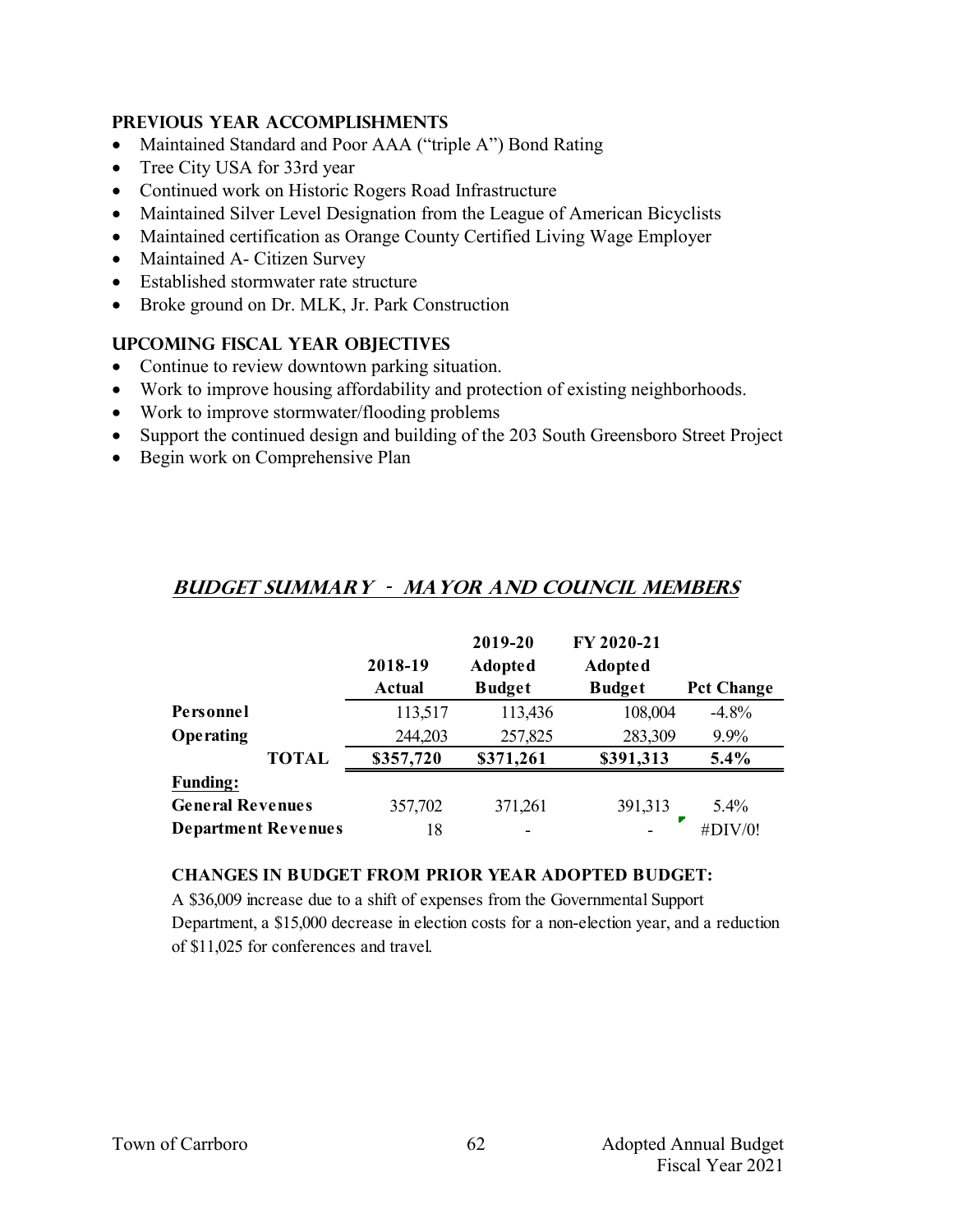### PREVIOUS YEAR ACCOMPLISHMENTS

- Maintained Standard and Poor AAA ("triple A") Bond Rating
- Tree City USA for 33rd year
- Continued work on Historic Rogers Road Infrastructure
- Maintained Silver Level Designation from the League of American Bicyclists
- Maintained certification as Orange County Certified Living Wage Employer
- Maintained A- Citizen Survey
- Established stormwater rate structure
- Broke ground on Dr. MLK, Jr. Park Construction

### UPCOMING FISCAL YEAR OBJECTIVES

- Continue to review downtown parking situation.
- Work to improve housing affordability and protection of existing neighborhoods.
- Work to improve stormwater/flooding problems
- Support the continued design and building of the 203 South Greensboro Street Project
- Begin work on Comprehensive Plan

## *BUDGET SUMMARY - MAYOR AND COUNCIL MEMBERS*

| | 2018-19 Actual | 2019-20 Adopted Budget | FY 2020-21 Adopted Budget | Pct Change |
|---|---|---|---|---|
| **Personnel** | 113,517 | 113,436 | 108,004 | -4.8% |
| **Operating** | 244,203 | 257,825 | 283,309 | 9.9% |
| **TOTAL** | **$357,720** | **$371,261** | **$391,313** | **5.4%** |
| **Funding:** | | | | |
| **General Revenues** | 357,702 | 371,261 | 391,313 | 5.4% |
| **Department Revenues** | 18 | - | - | #DIV/0! |

**CHANGES IN BUDGET FROM PRIOR YEAR ADOPTED BUDGET:**

A $36,009 increase due to a shift of expenses from the Governmental Support Department, a $15,000 decrease in election costs for a non-election year, and a reduction of $11,025 for conferences and travel.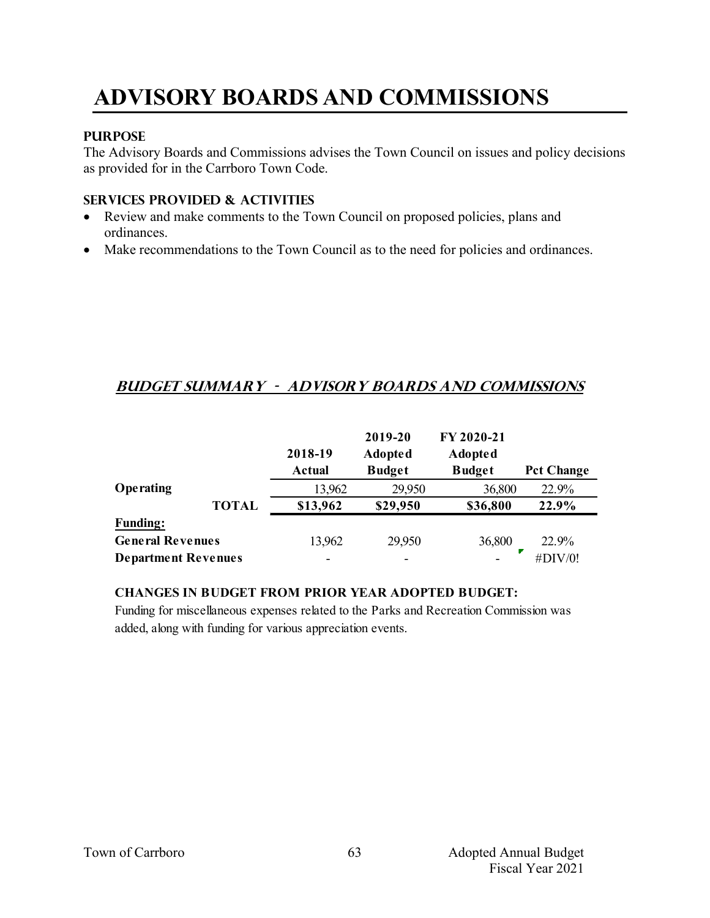# ADVISORY BOARDS AND COMMISSIONS

### PURPOSE

The Advisory Boards and Commissions advises the Town Council on issues and policy decisions as provided for in the Carrboro Town Code.

### SERVICES PROVIDED & ACTIVITIES

- Review and make comments to the Town Council on proposed policies, plans and ordinances.
- Make recommendations to the Town Council as to the need for policies and ordinances.

## *BUDGET SUMMARY - ADVISORY BOARDS AND COMMISSIONS*

| | 2018-19 Actual | 2019-20 Adopted Budget | FY 2020-21 Adopted Budget | Pct Change |
|---|---|---|---|---|
| **Operating** | 13,962 | 29,950 | 36,800 | 22.9% |
| **TOTAL** | **$13,962** | **$29,950** | **$36,800** | **22.9%** |
| **Funding:** | | | | |
| **General Revenues** | 13,962 | 29,950 | 36,800 | 22.9% |
| **Department Revenues** | - | - | - | #DIV/0! |

**CHANGES IN BUDGET FROM PRIOR YEAR ADOPTED BUDGET:**

Funding for miscellaneous expenses related to the Parks and Recreation Commission was added, along with funding for various appreciation events.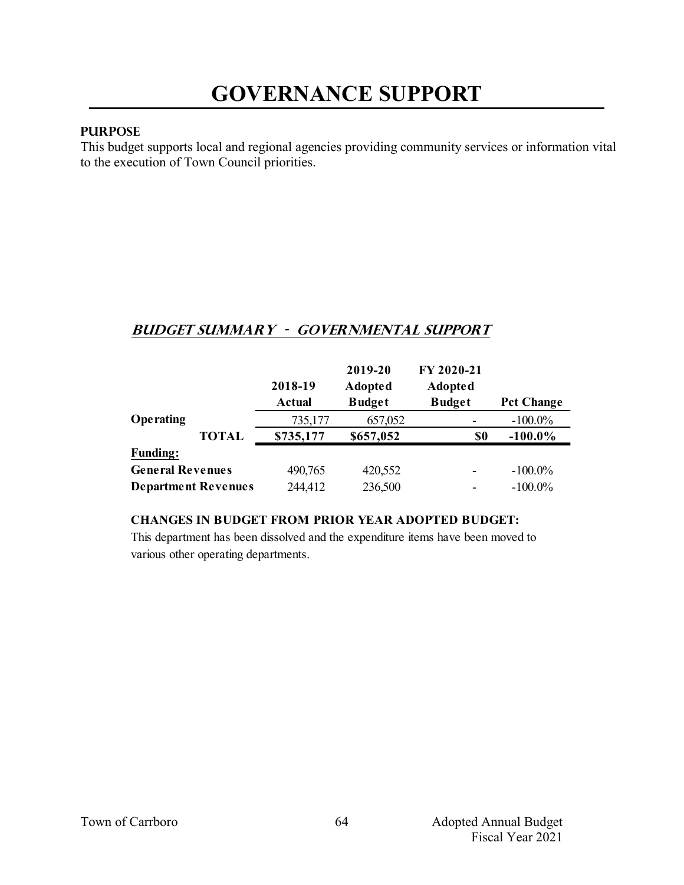# GOVERNANCE SUPPORT

**PURPOSE**

This budget supports local and regional agencies providing community services or information vital to the execution of Town Council priorities.

## *BUDGET SUMMARY - GOVERNMENTAL SUPPORT*

| | 2018-19 Actual | 2019-20 Adopted Budget | FY 2020-21 Adopted Budget | Pct Change |
|---|---|---|---|---|
| **Operating** | 735,177 | 657,052 | - | -100.0% |
| **TOTAL** | **$735,177** | **$657,052** | **$0** | **-100.0%** |
| **Funding:** | | | | |
| **General Revenues** | 490,765 | 420,552 | - | -100.0% |
| **Department Revenues** | 244,412 | 236,500 | - | -100.0% |

**CHANGES IN BUDGET FROM PRIOR YEAR ADOPTED BUDGET:**

This department has been dissolved and the expenditure items have been moved to various other operating departments.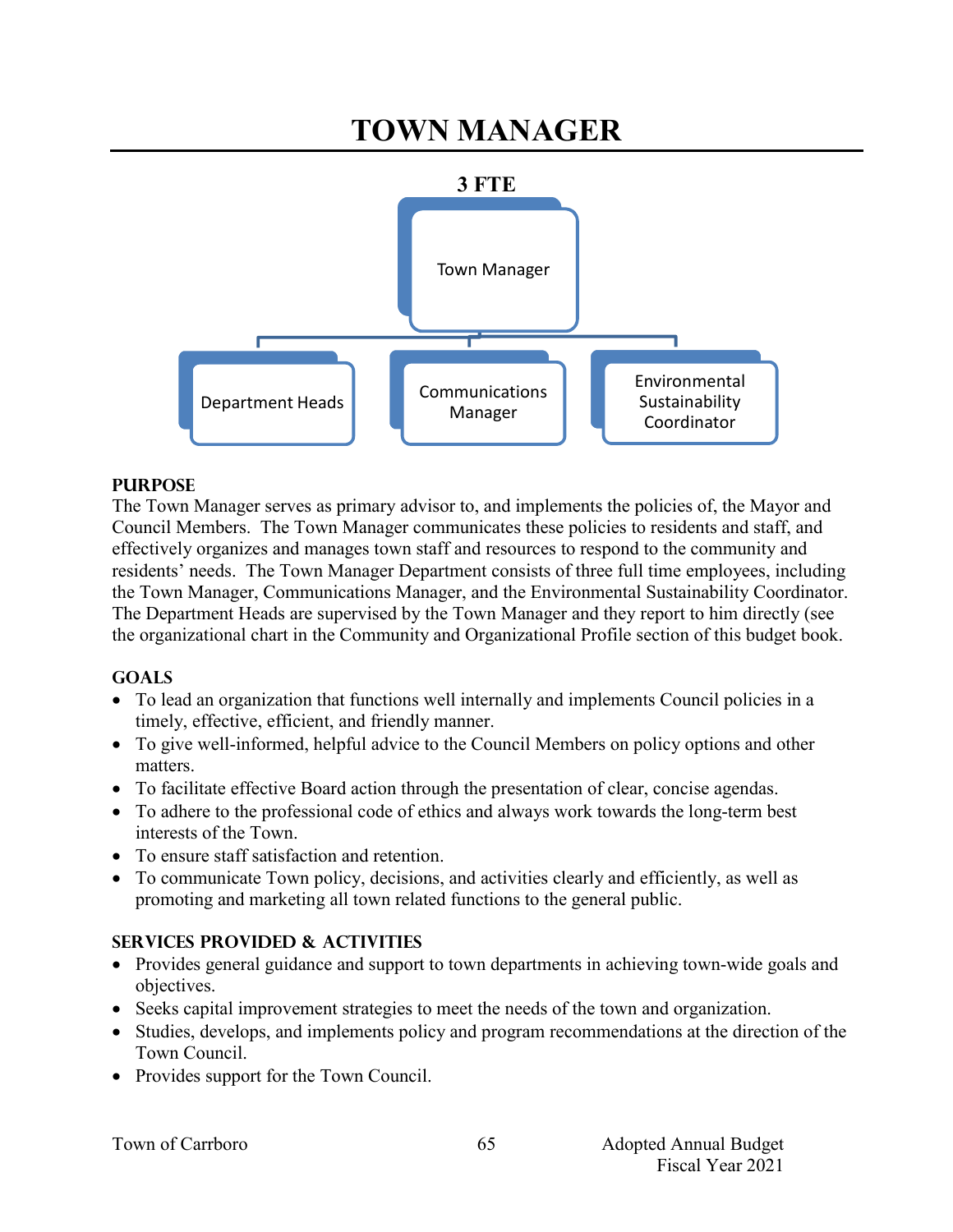# TOWN MANAGER

**3 FTE**

- Town Manager
  - Department Heads
  - Communications Manager
  - Environmental Sustainability Coordinator

### PURPOSE

The Town Manager serves as primary advisor to, and implements the policies of, the Mayor and Council Members. The Town Manager communicates these policies to residents and staff, and effectively organizes and manages town staff and resources to respond to the community and residents' needs. The Town Manager Department consists of three full time employees, including the Town Manager, Communications Manager, and the Environmental Sustainability Coordinator. The Department Heads are supervised by the Town Manager and they report to him directly (see the organizational chart in the Community and Organizational Profile section of this budget book.

### GOALS

- To lead an organization that functions well internally and implements Council policies in a timely, effective, efficient, and friendly manner.
- To give well-informed, helpful advice to the Council Members on policy options and other matters.
- To facilitate effective Board action through the presentation of clear, concise agendas.
- To adhere to the professional code of ethics and always work towards the long-term best interests of the Town.
- To ensure staff satisfaction and retention.
- To communicate Town policy, decisions, and activities clearly and efficiently, as well as promoting and marketing all town related functions to the general public.

### SERVICES PROVIDED & ACTIVITIES

- Provides general guidance and support to town departments in achieving town-wide goals and objectives.
- Seeks capital improvement strategies to meet the needs of the town and organization.
- Studies, develops, and implements policy and program recommendations at the direction of the Town Council.
- Provides support for the Town Council.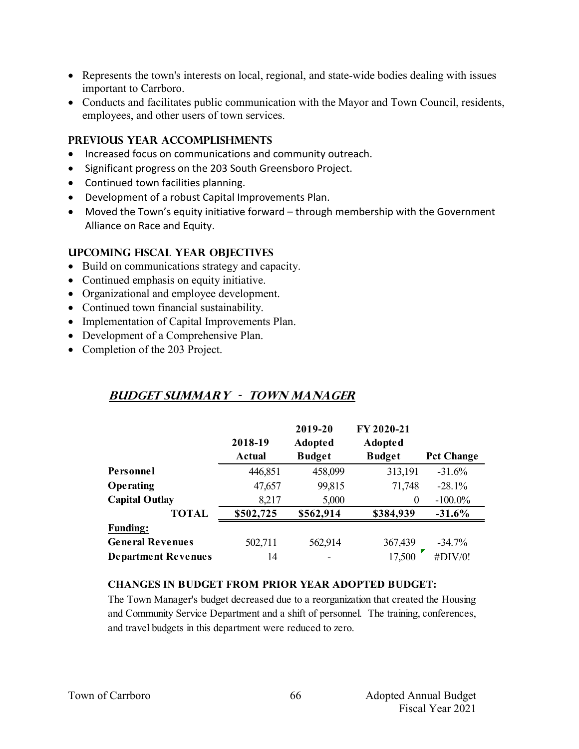- Represents the town's interests on local, regional, and state-wide bodies dealing with issues important to Carrboro.
- Conducts and facilitates public communication with the Mayor and Town Council, residents, employees, and other users of town services.

### PREVIOUS YEAR ACCOMPLISHMENTS

- Increased focus on communications and community outreach.
- Significant progress on the 203 South Greensboro Project.
- Continued town facilities planning.
- Development of a robust Capital Improvements Plan.
- Moved the Town's equity initiative forward – through membership with the Government Alliance on Race and Equity.

### UPCOMING FISCAL YEAR OBJECTIVES

- Build on communications strategy and capacity.
- Continued emphasis on equity initiative.
- Organizational and employee development.
- Continued town financial sustainability.
- Implementation of Capital Improvements Plan.
- Development of a Comprehensive Plan.
- Completion of the 203 Project.

## *BUDGET SUMMARY - TOWN MANAGER*

| | 2018-19 Actual | 2019-20 Adopted Budget | FY 2020-21 Adopted Budget | Pct Change |
|---|---|---|---|---|
| **Personnel** | 446,851 | 458,099 | 313,191 | -31.6% |
| **Operating** | 47,657 | 99,815 | 71,748 | -28.1% |
| **Capital Outlay** | 8,217 | 5,000 | 0 | -100.0% |
| **TOTAL** | **$502,725** | **$562,914** | **$384,939** | **-31.6%** |
| **Funding:** | | | | |
| **General Revenues** | 502,711 | 562,914 | 367,439 | -34.7% |
| **Department Revenues** | 14 | - | 17,500 | #DIV/0! |

**CHANGES IN BUDGET FROM PRIOR YEAR ADOPTED BUDGET:**

The Town Manager's budget decreased due to a reorganization that created the Housing and Community Service Department and a shift of personnel. The training, conferences, and travel budgets in this department were reduced to zero.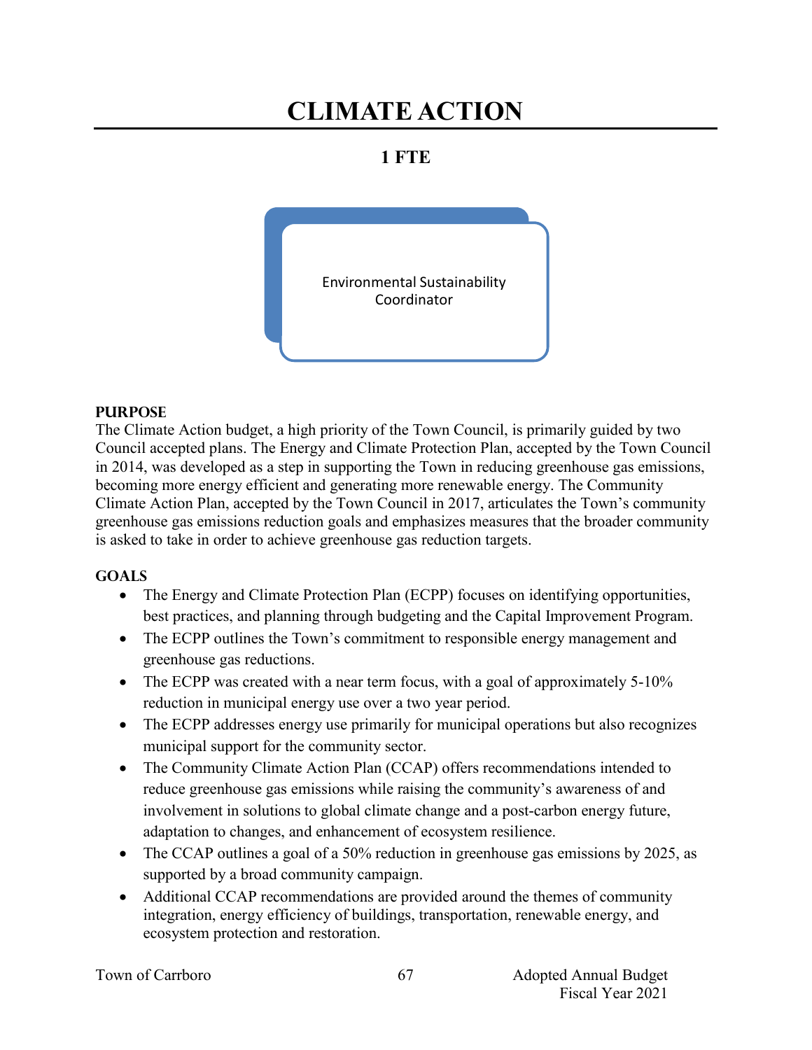# CLIMATE ACTION

## 1 FTE

Environmental Sustainability Coordinator

### PURPOSE

The Climate Action budget, a high priority of the Town Council, is primarily guided by two Council accepted plans. The Energy and Climate Protection Plan, accepted by the Town Council in 2014, was developed as a step in supporting the Town in reducing greenhouse gas emissions, becoming more energy efficient and generating more renewable energy. The Community Climate Action Plan, accepted by the Town Council in 2017, articulates the Town's community greenhouse gas emissions reduction goals and emphasizes measures that the broader community is asked to take in order to achieve greenhouse gas reduction targets.

### GOALS

- The Energy and Climate Protection Plan (ECPP) focuses on identifying opportunities, best practices, and planning through budgeting and the Capital Improvement Program.
- The ECPP outlines the Town's commitment to responsible energy management and greenhouse gas reductions.
- The ECPP was created with a near term focus, with a goal of approximately 5-10% reduction in municipal energy use over a two year period.
- The ECPP addresses energy use primarily for municipal operations but also recognizes municipal support for the community sector.
- The Community Climate Action Plan (CCAP) offers recommendations intended to reduce greenhouse gas emissions while raising the community's awareness of and involvement in solutions to global climate change and a post-carbon energy future, adaptation to changes, and enhancement of ecosystem resilience.
- The CCAP outlines a goal of a 50% reduction in greenhouse gas emissions by 2025, as supported by a broad community campaign.
- Additional CCAP recommendations are provided around the themes of community integration, energy efficiency of buildings, transportation, renewable energy, and ecosystem protection and restoration.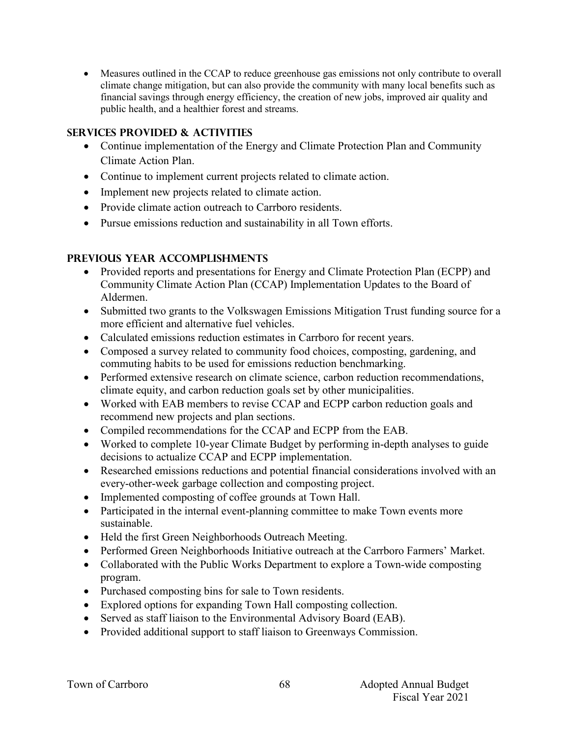- Measures outlined in the CCAP to reduce greenhouse gas emissions not only contribute to overall climate change mitigation, but can also provide the community with many local benefits such as financial savings through energy efficiency, the creation of new jobs, improved air quality and public health, and a healthier forest and streams.

## SERVICES PROVIDED & ACTIVITIES

- Continue implementation of the Energy and Climate Protection Plan and Community Climate Action Plan.
- Continue to implement current projects related to climate action.
- Implement new projects related to climate action.
- Provide climate action outreach to Carrboro residents.
- Pursue emissions reduction and sustainability in all Town efforts.

## PREVIOUS YEAR ACCOMPLISHMENTS

- Provided reports and presentations for Energy and Climate Protection Plan (ECPP) and Community Climate Action Plan (CCAP) Implementation Updates to the Board of Aldermen.
- Submitted two grants to the Volkswagen Emissions Mitigation Trust funding source for a more efficient and alternative fuel vehicles.
- Calculated emissions reduction estimates in Carrboro for recent years.
- Composed a survey related to community food choices, composting, gardening, and commuting habits to be used for emissions reduction benchmarking.
- Performed extensive research on climate science, carbon reduction recommendations, climate equity, and carbon reduction goals set by other municipalities.
- Worked with EAB members to revise CCAP and ECPP carbon reduction goals and recommend new projects and plan sections.
- Compiled recommendations for the CCAP and ECPP from the EAB.
- Worked to complete 10-year Climate Budget by performing in-depth analyses to guide decisions to actualize CCAP and ECPP implementation.
- Researched emissions reductions and potential financial considerations involved with an every-other-week garbage collection and composting project.
- Implemented composting of coffee grounds at Town Hall.
- Participated in the internal event-planning committee to make Town events more sustainable.
- Held the first Green Neighborhoods Outreach Meeting.
- Performed Green Neighborhoods Initiative outreach at the Carrboro Farmers' Market.
- Collaborated with the Public Works Department to explore a Town-wide composting program.
- Purchased composting bins for sale to Town residents.
- Explored options for expanding Town Hall composting collection.
- Served as staff liaison to the Environmental Advisory Board (EAB).
- Provided additional support to staff liaison to Greenways Commission.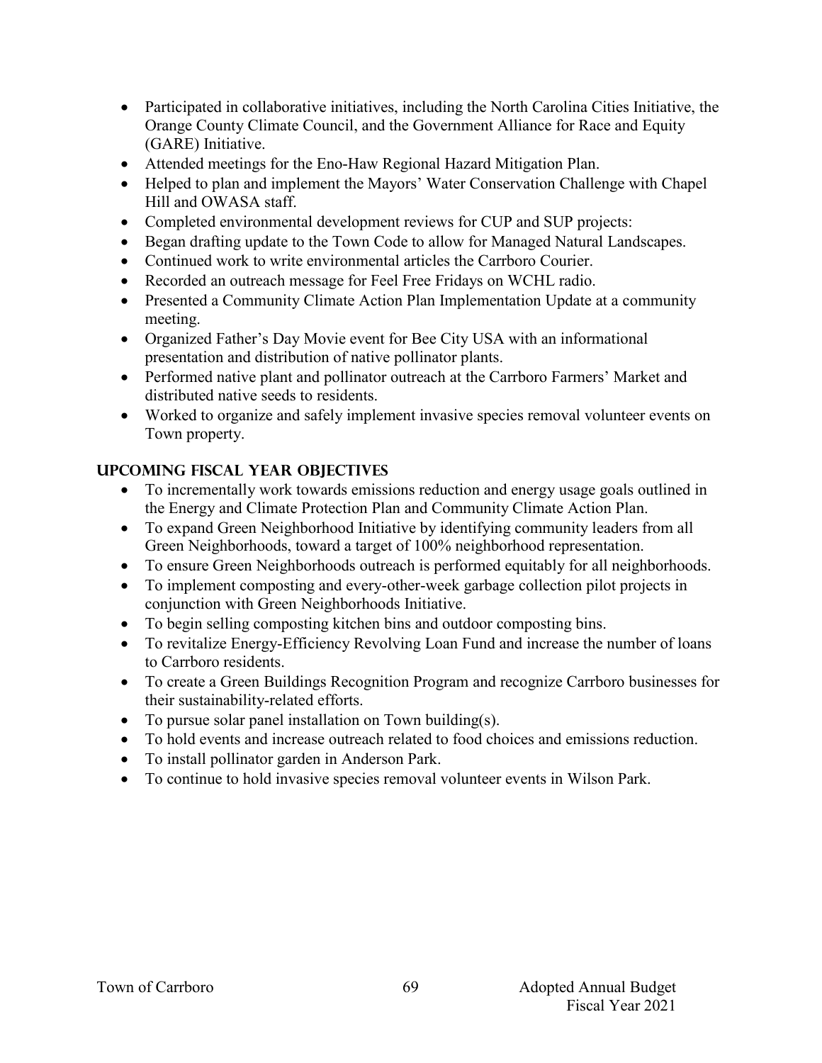- Participated in collaborative initiatives, including the North Carolina Cities Initiative, the Orange County Climate Council, and the Government Alliance for Race and Equity (GARE) Initiative.
- Attended meetings for the Eno-Haw Regional Hazard Mitigation Plan.
- Helped to plan and implement the Mayors' Water Conservation Challenge with Chapel Hill and OWASA staff.
- Completed environmental development reviews for CUP and SUP projects:
- Began drafting update to the Town Code to allow for Managed Natural Landscapes.
- Continued work to write environmental articles the Carrboro Courier.
- Recorded an outreach message for Feel Free Fridays on WCHL radio.
- Presented a Community Climate Action Plan Implementation Update at a community meeting.
- Organized Father's Day Movie event for Bee City USA with an informational presentation and distribution of native pollinator plants.
- Performed native plant and pollinator outreach at the Carrboro Farmers' Market and distributed native seeds to residents.
- Worked to organize and safely implement invasive species removal volunteer events on Town property.

## UPCOMING FISCAL YEAR OBJECTIVES

- To incrementally work towards emissions reduction and energy usage goals outlined in the Energy and Climate Protection Plan and Community Climate Action Plan.
- To expand Green Neighborhood Initiative by identifying community leaders from all Green Neighborhoods, toward a target of 100% neighborhood representation.
- To ensure Green Neighborhoods outreach is performed equitably for all neighborhoods.
- To implement composting and every-other-week garbage collection pilot projects in conjunction with Green Neighborhoods Initiative.
- To begin selling composting kitchen bins and outdoor composting bins.
- To revitalize Energy-Efficiency Revolving Loan Fund and increase the number of loans to Carrboro residents.
- To create a Green Buildings Recognition Program and recognize Carrboro businesses for their sustainability-related efforts.
- To pursue solar panel installation on Town building(s).
- To hold events and increase outreach related to food choices and emissions reduction.
- To install pollinator garden in Anderson Park.
- To continue to hold invasive species removal volunteer events in Wilson Park.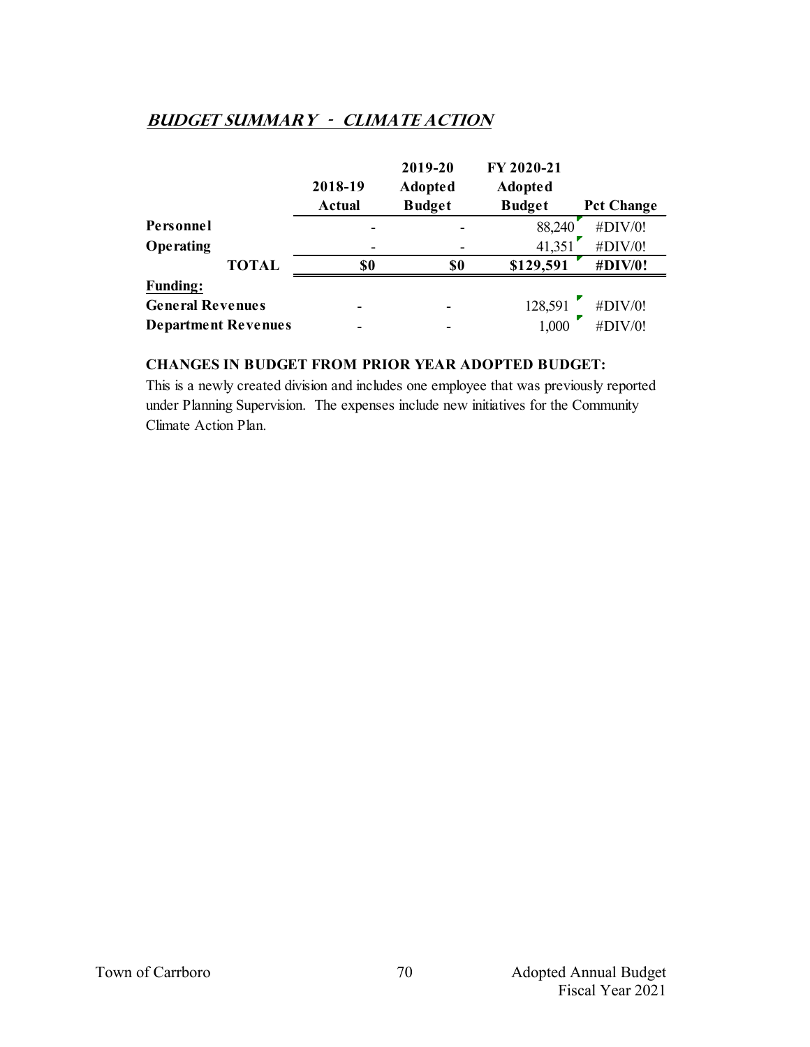## *BUDGET SUMMARY - CLIMATE ACTION*

| | 2018-19 Actual | 2019-20 Adopted Budget | FY 2020-21 Adopted Budget | Pct Change |
|---|---|---|---|---|
| **Personnel** | - | - | 88,240 | #DIV/0! |
| **Operating** | - | - | 41,351 | #DIV/0! |
| **TOTAL** | **$0** | **$0** | **$129,591** | **#DIV/0!** |
| **Funding:** | | | | |
| **General Revenues** | - | - | 128,591 | #DIV/0! |
| **Department Revenues** | - | - | 1,000 | #DIV/0! |

**CHANGES IN BUDGET FROM PRIOR YEAR ADOPTED BUDGET:**

This is a newly created division and includes one employee that was previously reported under Planning Supervision. The expenses include new initiatives for the Community Climate Action Plan.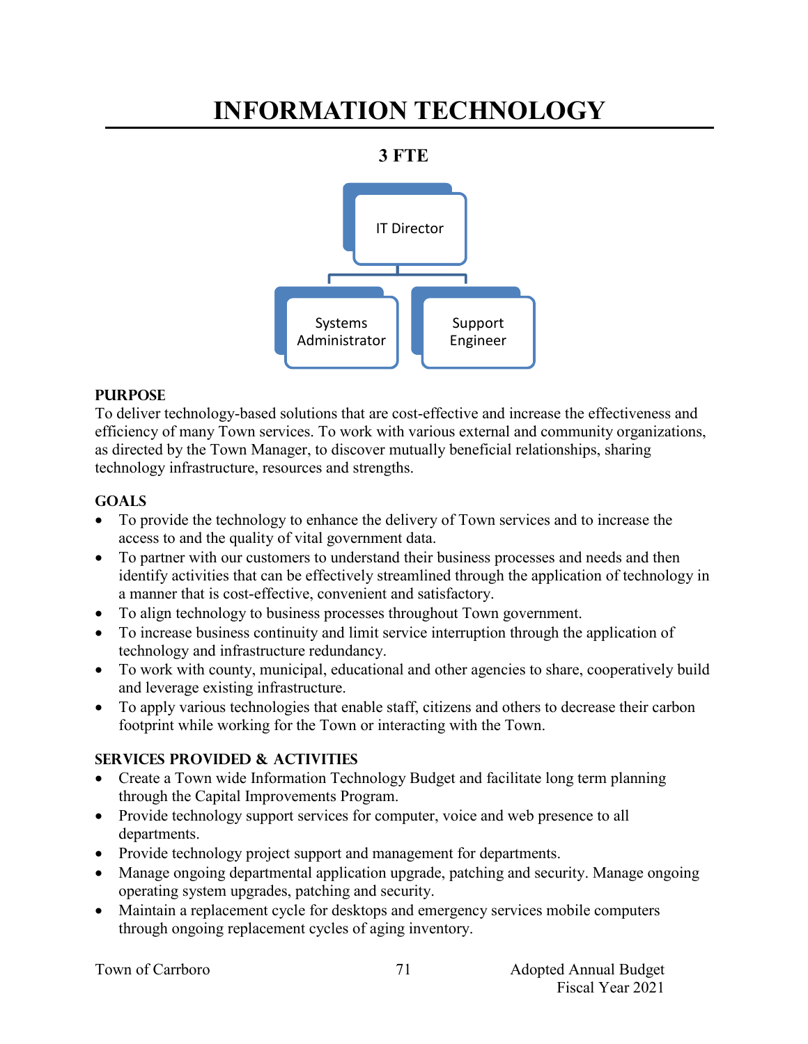# INFORMATION TECHNOLOGY

**3 FTE**

- IT Director
  - Systems Administrator
  - Support Engineer

### PURPOSE

To deliver technology-based solutions that are cost-effective and increase the effectiveness and efficiency of many Town services. To work with various external and community organizations, as directed by the Town Manager, to discover mutually beneficial relationships, sharing technology infrastructure, resources and strengths.

### GOALS

- To provide the technology to enhance the delivery of Town services and to increase the access to and the quality of vital government data.
- To partner with our customers to understand their business processes and needs and then identify activities that can be effectively streamlined through the application of technology in a manner that is cost-effective, convenient and satisfactory.
- To align technology to business processes throughout Town government.
- To increase business continuity and limit service interruption through the application of technology and infrastructure redundancy.
- To work with county, municipal, educational and other agencies to share, cooperatively build and leverage existing infrastructure.
- To apply various technologies that enable staff, citizens and others to decrease their carbon footprint while working for the Town or interacting with the Town.

### SERVICES PROVIDED & ACTIVITIES

- Create a Town wide Information Technology Budget and facilitate long term planning through the Capital Improvements Program.
- Provide technology support services for computer, voice and web presence to all departments.
- Provide technology project support and management for departments.
- Manage ongoing departmental application upgrade, patching and security. Manage ongoing operating system upgrades, patching and security.
- Maintain a replacement cycle for desktops and emergency services mobile computers through ongoing replacement cycles of aging inventory.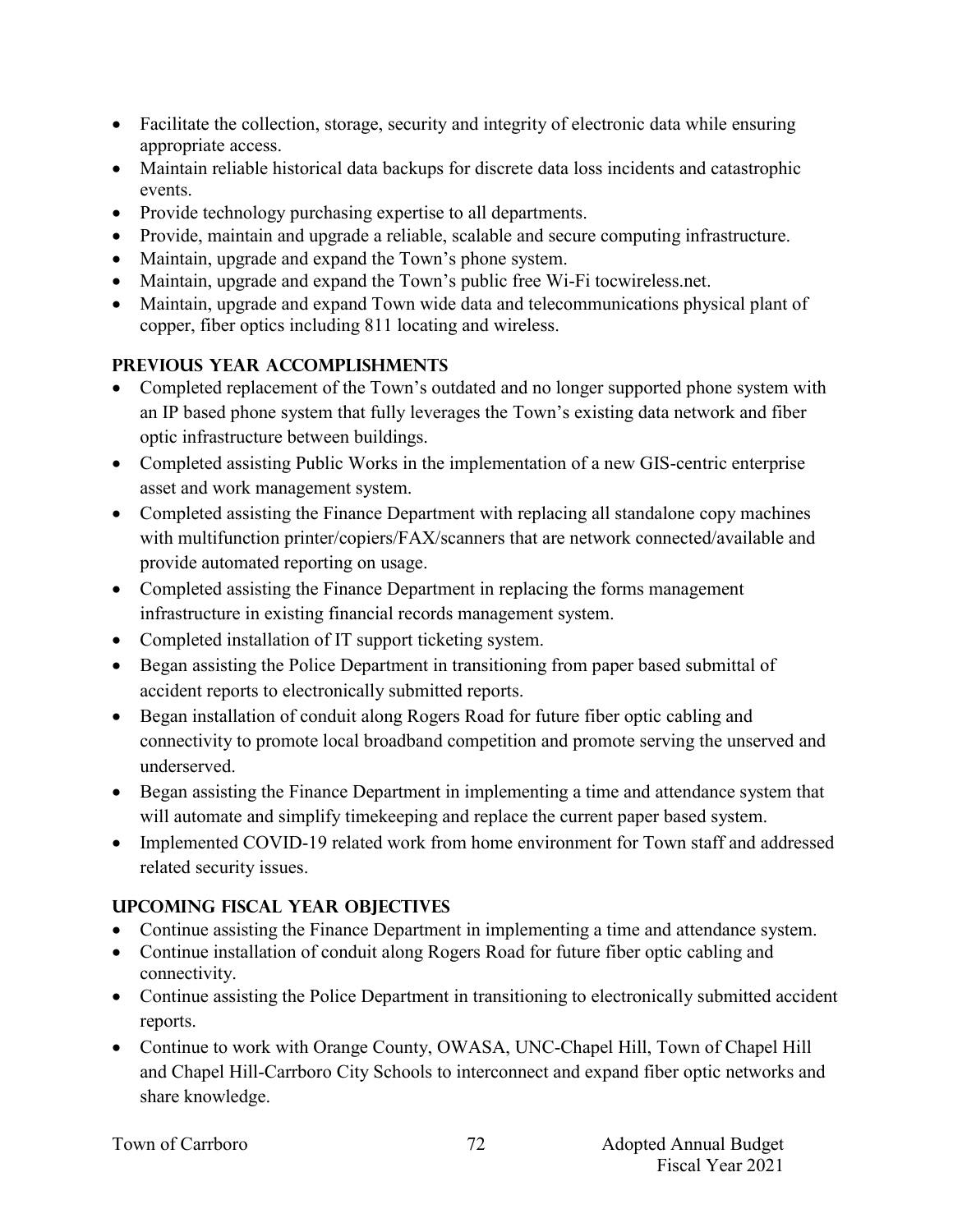- Facilitate the collection, storage, security and integrity of electronic data while ensuring appropriate access.
- Maintain reliable historical data backups for discrete data loss incidents and catastrophic events.
- Provide technology purchasing expertise to all departments.
- Provide, maintain and upgrade a reliable, scalable and secure computing infrastructure.
- Maintain, upgrade and expand the Town's phone system.
- Maintain, upgrade and expand the Town's public free Wi-Fi tocwireless.net.
- Maintain, upgrade and expand Town wide data and telecommunications physical plant of copper, fiber optics including 811 locating and wireless.

## PREVIOUS YEAR ACCOMPLISHMENTS

- Completed replacement of the Town's outdated and no longer supported phone system with an IP based phone system that fully leverages the Town's existing data network and fiber optic infrastructure between buildings.
- Completed assisting Public Works in the implementation of a new GIS-centric enterprise asset and work management system.
- Completed assisting the Finance Department with replacing all standalone copy machines with multifunction printer/copiers/FAX/scanners that are network connected/available and provide automated reporting on usage.
- Completed assisting the Finance Department in replacing the forms management infrastructure in existing financial records management system.
- Completed installation of IT support ticketing system.
- Began assisting the Police Department in transitioning from paper based submittal of accident reports to electronically submitted reports.
- Began installation of conduit along Rogers Road for future fiber optic cabling and connectivity to promote local broadband competition and promote serving the unserved and underserved.
- Began assisting the Finance Department in implementing a time and attendance system that will automate and simplify timekeeping and replace the current paper based system.
- Implemented COVID-19 related work from home environment for Town staff and addressed related security issues.

## UPCOMING FISCAL YEAR OBJECTIVES

- Continue assisting the Finance Department in implementing a time and attendance system.
- Continue installation of conduit along Rogers Road for future fiber optic cabling and connectivity.
- Continue assisting the Police Department in transitioning to electronically submitted accident reports.
- Continue to work with Orange County, OWASA, UNC-Chapel Hill, Town of Chapel Hill and Chapel Hill-Carrboro City Schools to interconnect and expand fiber optic networks and share knowledge.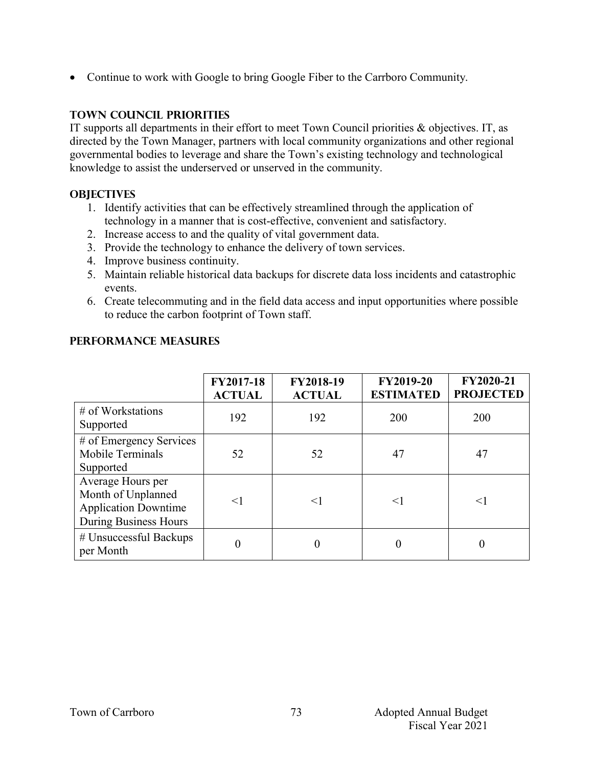- Continue to work with Google to bring Google Fiber to the Carrboro Community.

## TOWN COUNCIL PRIORITIES

IT supports all departments in their effort to meet Town Council priorities & objectives. IT, as directed by the Town Manager, partners with local community organizations and other regional governmental bodies to leverage and share the Town's existing technology and technological knowledge to assist the underserved or unserved in the community.

## OBJECTIVES

1. Identify activities that can be effectively streamlined through the application of technology in a manner that is cost-effective, convenient and satisfactory.
2. Increase access to and the quality of vital government data.
3. Provide the technology to enhance the delivery of town services.
4. Improve business continuity.
5. Maintain reliable historical data backups for discrete data loss incidents and catastrophic events.
6. Create telecommuting and in the field data access and input opportunities where possible to reduce the carbon footprint of Town staff.

## PERFORMANCE MEASURES

| | FY2017-18 ACTUAL | FY2018-19 ACTUAL | FY2019-20 ESTIMATED | FY2020-21 PROJECTED |
|---|---|---|---|---|
| # of Workstations Supported | 192 | 192 | 200 | 200 |
| # of Emergency Services Mobile Terminals Supported | 52 | 52 | 47 | 47 |
| Average Hours per Month of Unplanned Application Downtime During Business Hours | <1 | <1 | <1 | <1 |
| # Unsuccessful Backups per Month | 0 | 0 | 0 | 0 |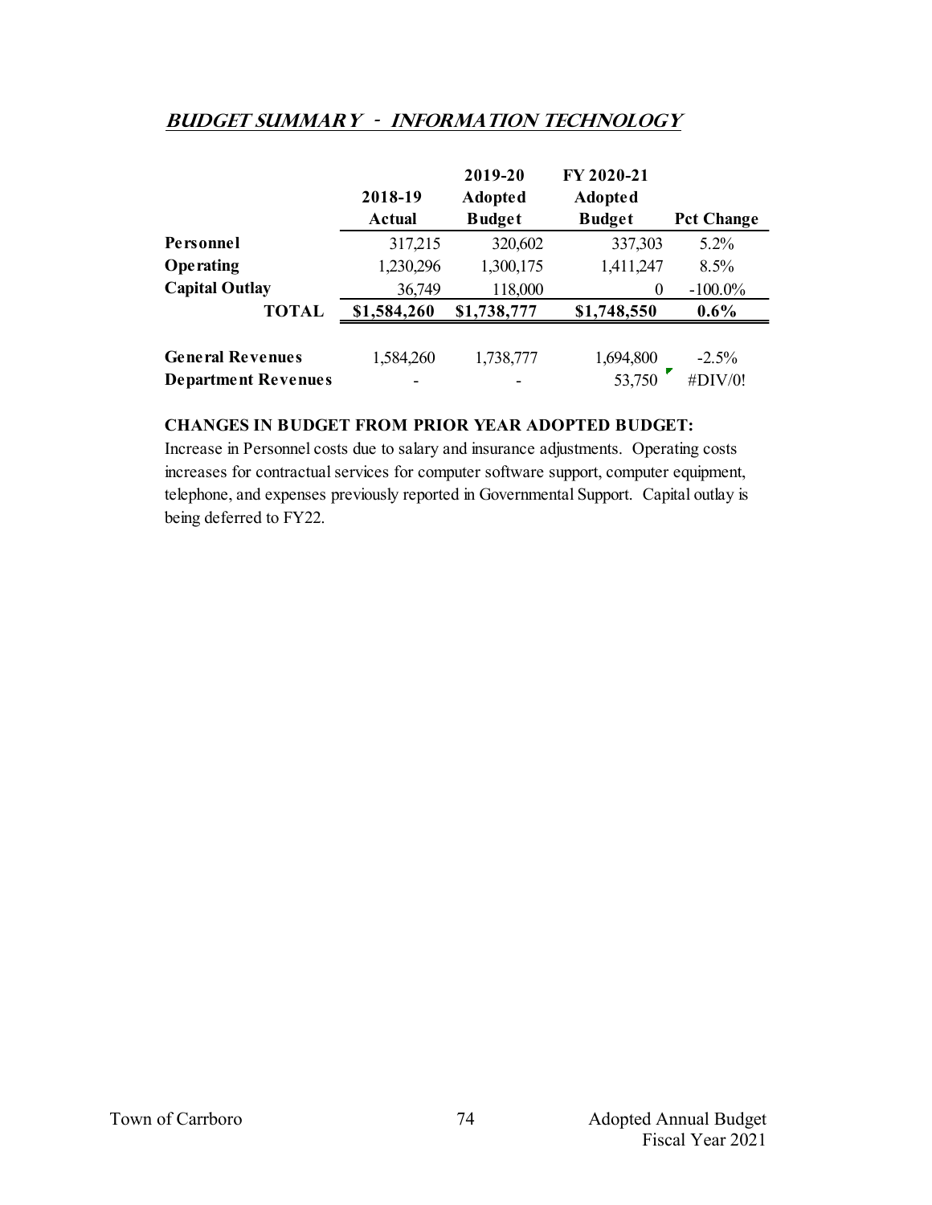## *BUDGET SUMMARY - INFORMATION TECHNOLOGY*

| | 2018-19 Actual | 2019-20 Adopted Budget | FY 2020-21 Adopted Budget | Pct Change |
|---|---|---|---|---|
| **Personnel** | 317,215 | 320,602 | 337,303 | 5.2% |
| **Operating** | 1,230,296 | 1,300,175 | 1,411,247 | 8.5% |
| **Capital Outlay** | 36,749 | 118,000 | 0 | -100.0% |
| **TOTAL** | **$1,584,260** | **$1,738,777** | **$1,748,550** | **0.6%** |
| | | | | |
| **General Revenues** | 1,584,260 | 1,738,777 | 1,694,800 | -2.5% |
| **Department Revenues** | - | - | 53,750 | #DIV/0! |

**CHANGES IN BUDGET FROM PRIOR YEAR ADOPTED BUDGET:**

Increase in Personnel costs due to salary and insurance adjustments. Operating costs increases for contractual services for computer software support, computer equipment, telephone, and expenses previously reported in Governmental Support. Capital outlay is being deferred to FY22.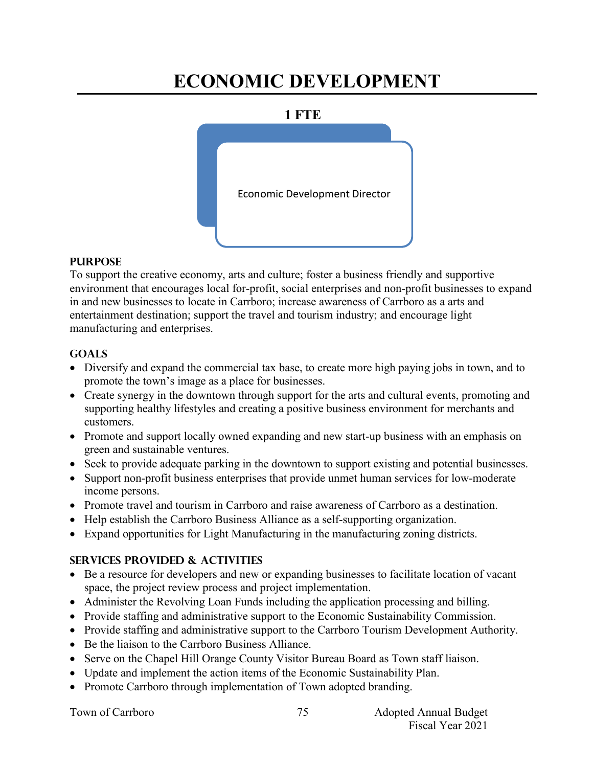# ECONOMIC DEVELOPMENT

**1 FTE**

Economic Development Director

### PURPOSE

To support the creative economy, arts and culture; foster a business friendly and supportive environment that encourages local for-profit, social enterprises and non-profit businesses to expand in and new businesses to locate in Carrboro; increase awareness of Carrboro as a arts and entertainment destination; support the travel and tourism industry; and encourage light manufacturing and enterprises.

### GOALS

- Diversify and expand the commercial tax base, to create more high paying jobs in town, and to promote the town's image as a place for businesses.
- Create synergy in the downtown through support for the arts and cultural events, promoting and supporting healthy lifestyles and creating a positive business environment for merchants and customers.
- Promote and support locally owned expanding and new start-up business with an emphasis on green and sustainable ventures.
- Seek to provide adequate parking in the downtown to support existing and potential businesses.
- Support non-profit business enterprises that provide unmet human services for low-moderate income persons.
- Promote travel and tourism in Carrboro and raise awareness of Carrboro as a destination.
- Help establish the Carrboro Business Alliance as a self-supporting organization.
- Expand opportunities for Light Manufacturing in the manufacturing zoning districts.

### SERVICES PROVIDED & ACTIVITIES

- Be a resource for developers and new or expanding businesses to facilitate location of vacant space, the project review process and project implementation.
- Administer the Revolving Loan Funds including the application processing and billing.
- Provide staffing and administrative support to the Economic Sustainability Commission.
- Provide staffing and administrative support to the Carrboro Tourism Development Authority.
- Be the liaison to the Carrboro Business Alliance.
- Serve on the Chapel Hill Orange County Visitor Bureau Board as Town staff liaison.
- Update and implement the action items of the Economic Sustainability Plan.
- Promote Carrboro through implementation of Town adopted branding.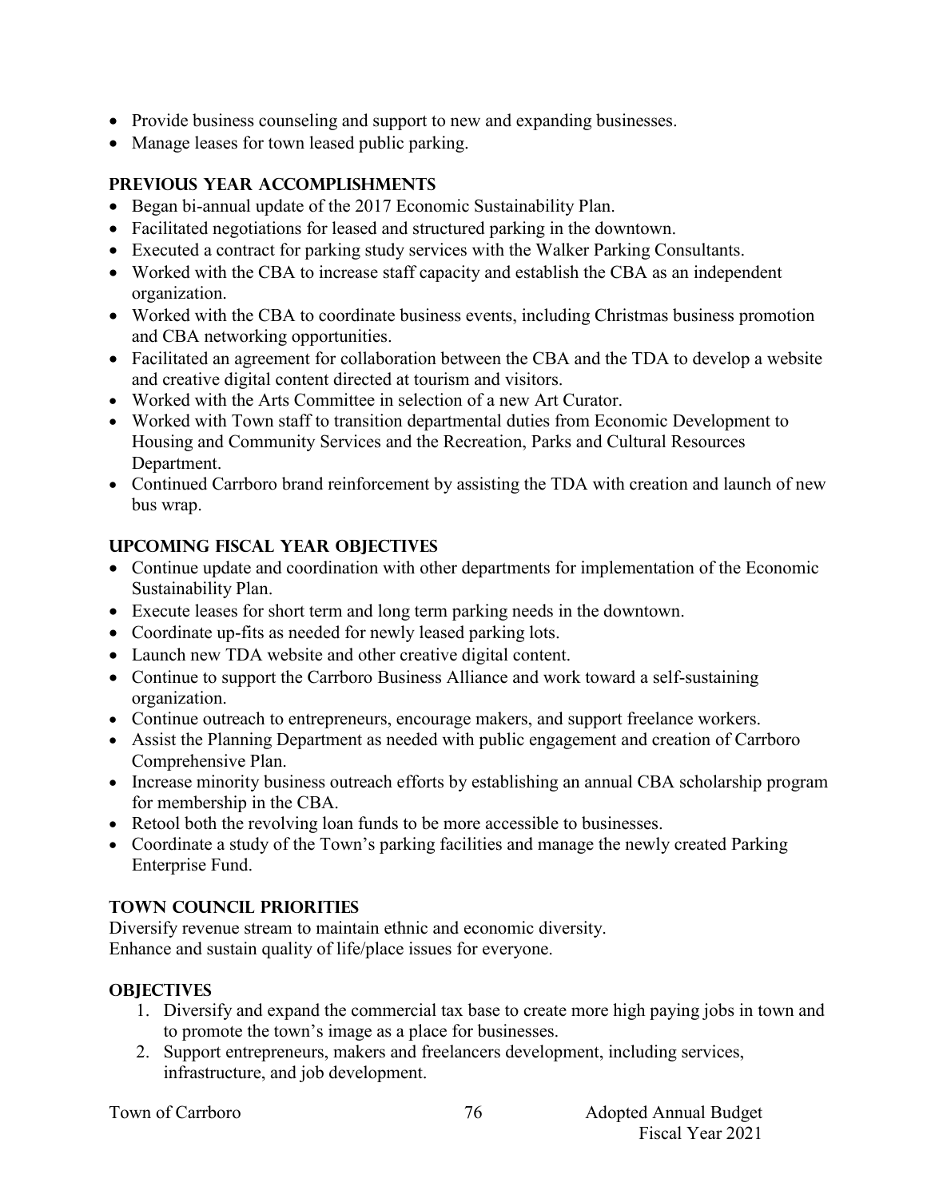- Provide business counseling and support to new and expanding businesses.
- Manage leases for town leased public parking.

### PREVIOUS YEAR ACCOMPLISHMENTS

- Began bi-annual update of the 2017 Economic Sustainability Plan.
- Facilitated negotiations for leased and structured parking in the downtown.
- Executed a contract for parking study services with the Walker Parking Consultants.
- Worked with the CBA to increase staff capacity and establish the CBA as an independent organization.
- Worked with the CBA to coordinate business events, including Christmas business promotion and CBA networking opportunities.
- Facilitated an agreement for collaboration between the CBA and the TDA to develop a website and creative digital content directed at tourism and visitors.
- Worked with the Arts Committee in selection of a new Art Curator.
- Worked with Town staff to transition departmental duties from Economic Development to Housing and Community Services and the Recreation, Parks and Cultural Resources Department.
- Continued Carrboro brand reinforcement by assisting the TDA with creation and launch of new bus wrap.

### UPCOMING FISCAL YEAR OBJECTIVES

- Continue update and coordination with other departments for implementation of the Economic Sustainability Plan.
- Execute leases for short term and long term parking needs in the downtown.
- Coordinate up-fits as needed for newly leased parking lots.
- Launch new TDA website and other creative digital content.
- Continue to support the Carrboro Business Alliance and work toward a self-sustaining organization.
- Continue outreach to entrepreneurs, encourage makers, and support freelance workers.
- Assist the Planning Department as needed with public engagement and creation of Carrboro Comprehensive Plan.
- Increase minority business outreach efforts by establishing an annual CBA scholarship program for membership in the CBA.
- Retool both the revolving loan funds to be more accessible to businesses.
- Coordinate a study of the Town's parking facilities and manage the newly created Parking Enterprise Fund.

### TOWN COUNCIL PRIORITIES

Diversify revenue stream to maintain ethnic and economic diversity.
Enhance and sustain quality of life/place issues for everyone.

### OBJECTIVES

1. Diversify and expand the commercial tax base to create more high paying jobs in town and to promote the town's image as a place for businesses.
2. Support entrepreneurs, makers and freelancers development, including services, infrastructure, and job development.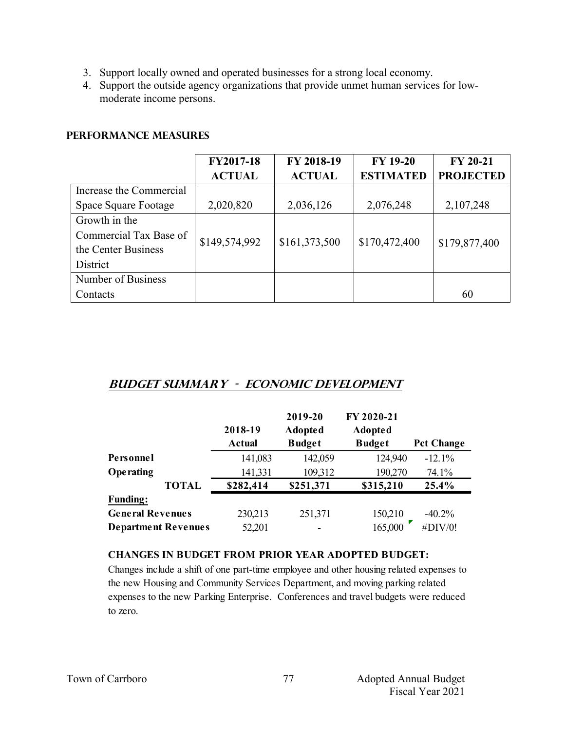3. Support locally owned and operated businesses for a strong local economy.
4. Support the outside agency organizations that provide unmet human services for low-moderate income persons.

## PERFORMANCE MEASURES

| | FY2017-18 ACTUAL | FY 2018-19 ACTUAL | FY 19-20 ESTIMATED | FY 20-21 PROJECTED |
|---|---|---|---|---|
| Increase the Commercial Space Square Footage | 2,020,820 | 2,036,126 | 2,076,248 | 2,107,248 |
| Growth in the Commercial Tax Base of the Center Business District | $149,574,992 | $161,373,500 | $170,472,400 | $179,877,400 |
| Number of Business Contacts | | | | 60 |

## *BUDGET SUMMARY - ECONOMIC DEVELOPMENT*

| | 2018-19 Actual | 2019-20 Adopted Budget | FY 2020-21 Adopted Budget | Pct Change |
|---|---|---|---|---|
| **Personnel** | 141,083 | 142,059 | 124,940 | -12.1% |
| **Operating** | 141,331 | 109,312 | 190,270 | 74.1% |
| **TOTAL** | **$282,414** | **$251,371** | **$315,210** | **25.4%** |
| **Funding:** | | | | |
| **General Revenues** | 230,213 | 251,371 | 150,210 | -40.2% |
| **Department Revenues** | 52,201 | - | 165,000 | #DIV/0! |

**CHANGES IN BUDGET FROM PRIOR YEAR ADOPTED BUDGET:**

Changes include a shift of one part-time employee and other housing related expenses to the new Housing and Community Services Department, and moving parking related expenses to the new Parking Enterprise. Conferences and travel budgets were reduced to zero.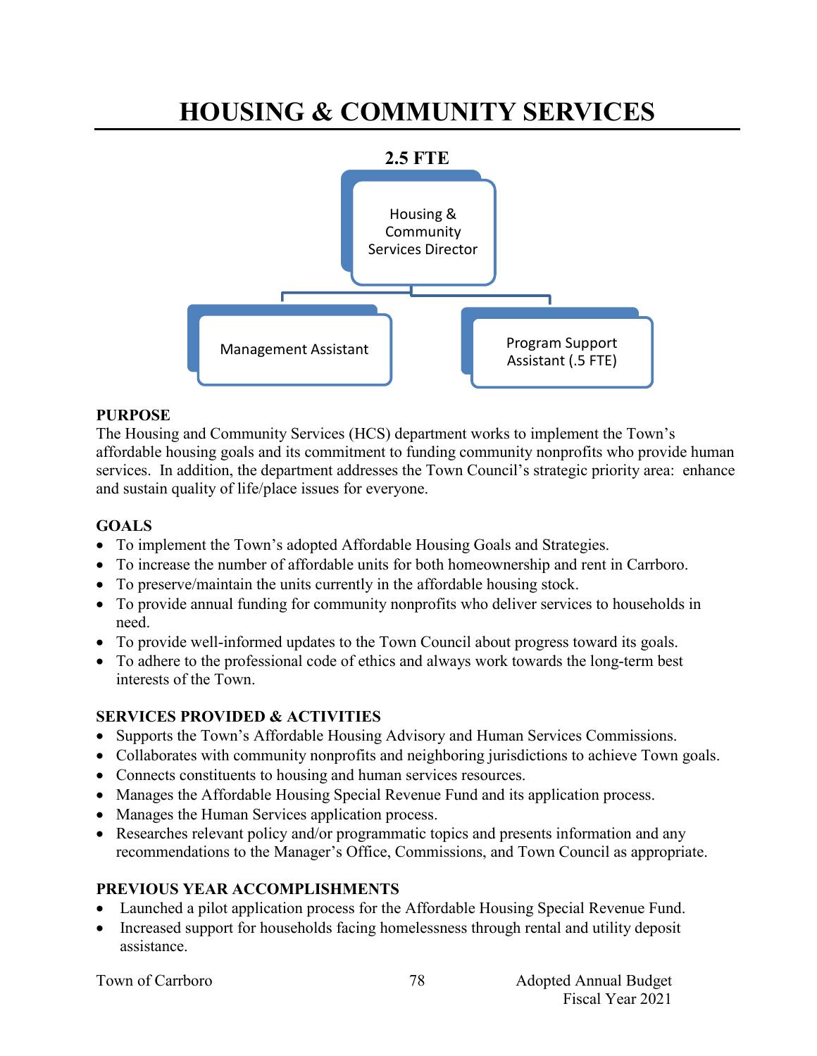# HOUSING & COMMUNITY SERVICES

**2.5 FTE**

- Housing & Community Services Director
  - Management Assistant
  - Program Support Assistant (.5 FTE)

**PURPOSE**

The Housing and Community Services (HCS) department works to implement the Town's affordable housing goals and its commitment to funding community nonprofits who provide human services. In addition, the department addresses the Town Council's strategic priority area: enhance and sustain quality of life/place issues for everyone.

**GOALS**

- To implement the Town's adopted Affordable Housing Goals and Strategies.
- To increase the number of affordable units for both homeownership and rent in Carrboro.
- To preserve/maintain the units currently in the affordable housing stock.
- To provide annual funding for community nonprofits who deliver services to households in need.
- To provide well-informed updates to the Town Council about progress toward its goals.
- To adhere to the professional code of ethics and always work towards the long-term best interests of the Town.

**SERVICES PROVIDED & ACTIVITIES**

- Supports the Town's Affordable Housing Advisory and Human Services Commissions.
- Collaborates with community nonprofits and neighboring jurisdictions to achieve Town goals.
- Connects constituents to housing and human services resources.
- Manages the Affordable Housing Special Revenue Fund and its application process.
- Manages the Human Services application process.
- Researches relevant policy and/or programmatic topics and presents information and any recommendations to the Manager's Office, Commissions, and Town Council as appropriate.

**PREVIOUS YEAR ACCOMPLISHMENTS**

- Launched a pilot application process for the Affordable Housing Special Revenue Fund.
- Increased support for households facing homelessness through rental and utility deposit assistance.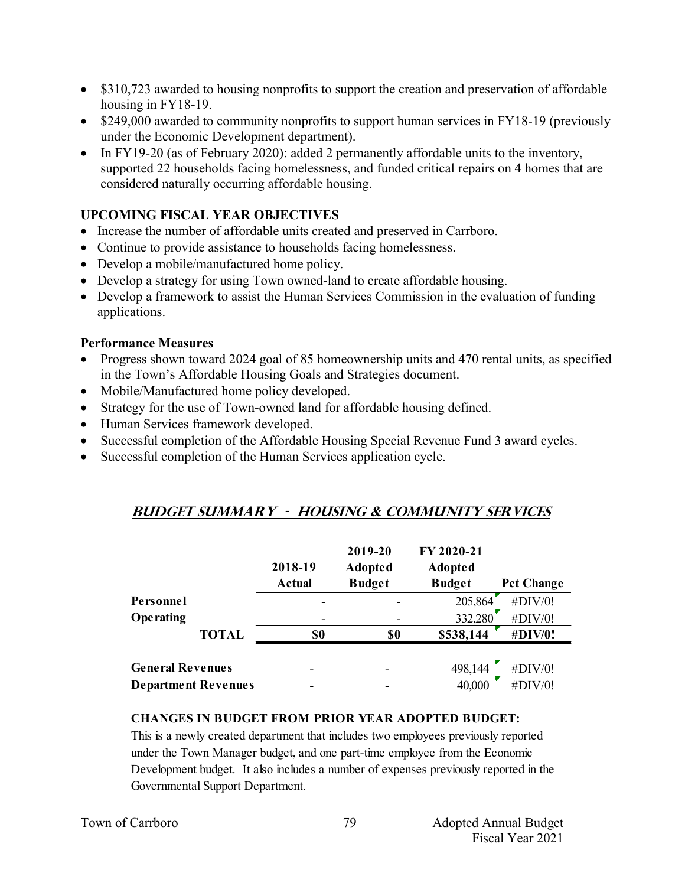- $310,723 awarded to housing nonprofits to support the creation and preservation of affordable housing in FY18-19.
- $249,000 awarded to community nonprofits to support human services in FY18-19 (previously under the Economic Development department).
- In FY19-20 (as of February 2020): added 2 permanently affordable units to the inventory, supported 22 households facing homelessness, and funded critical repairs on 4 homes that are considered naturally occurring affordable housing.

### UPCOMING FISCAL YEAR OBJECTIVES

- Increase the number of affordable units created and preserved in Carrboro.
- Continue to provide assistance to households facing homelessness.
- Develop a mobile/manufactured home policy.
- Develop a strategy for using Town owned-land to create affordable housing.
- Develop a framework to assist the Human Services Commission in the evaluation of funding applications.

### Performance Measures

- Progress shown toward 2024 goal of 85 homeownership units and 470 rental units, as specified in the Town's Affordable Housing Goals and Strategies document.
- Mobile/Manufactured home policy developed.
- Strategy for the use of Town-owned land for affordable housing defined.
- Human Services framework developed.
- Successful completion of the Affordable Housing Special Revenue Fund 3 award cycles.
- Successful completion of the Human Services application cycle.

## *BUDGET SUMMARY - HOUSING & COMMUNITY SERVICES*

| | 2018-19 Actual | 2019-20 Adopted Budget | FY 2020-21 Adopted Budget | Pct Change |
|---|---|---|---|---|
| **Personnel** | - | - | 205,864 | #DIV/0! |
| **Operating** | - | - | 332,280 | #DIV/0! |
| **TOTAL** | **$0** | **$0** | **$538,144** | **#DIV/0!** |
| | | | | |
| **General Revenues** | - | - | 498,144 | #DIV/0! |
| **Department Revenues** | - | - | 40,000 | #DIV/0! |

### CHANGES IN BUDGET FROM PRIOR YEAR ADOPTED BUDGET:

This is a newly created department that includes two employees previously reported under the Town Manager budget, and one part-time employee from the Economic Development budget. It also includes a number of expenses previously reported in the Governmental Support Department.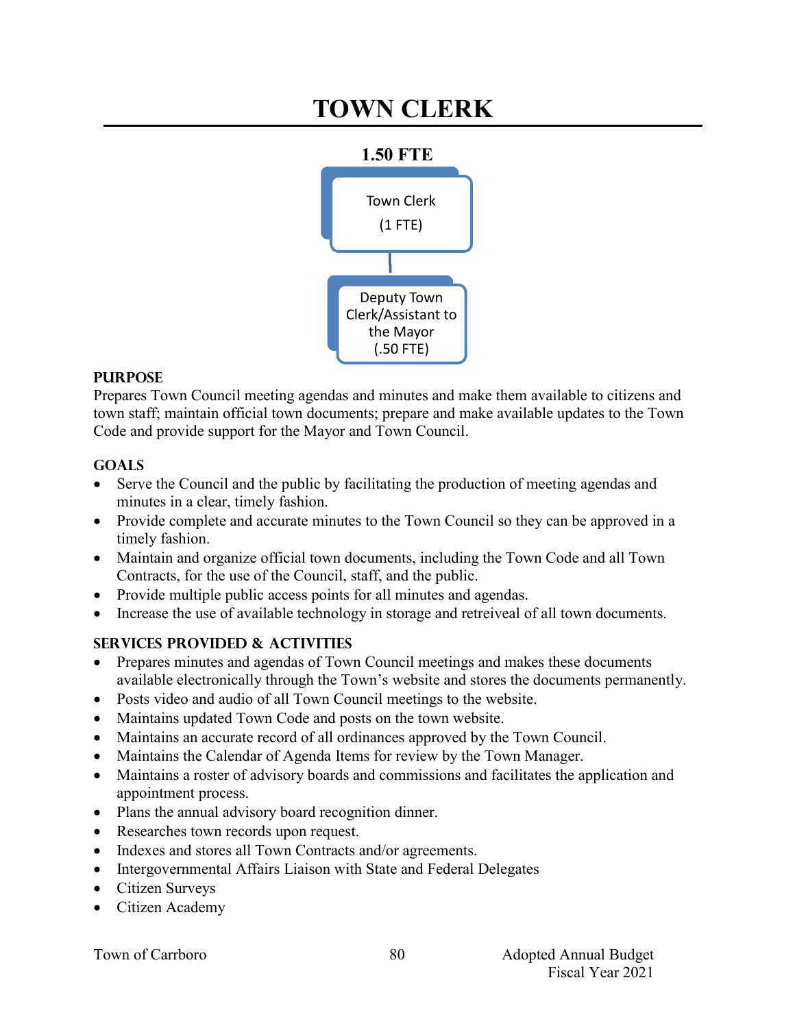# TOWN CLERK

**1.50 FTE**

Town Clerk
(1 FTE)

Deputy Town Clerk/Assistant to the Mayor
(.50 FTE)

## PURPOSE

Prepares Town Council meeting agendas and minutes and make them available to citizens and town staff; maintain official town documents; prepare and make available updates to the Town Code and provide support for the Mayor and Town Council.

## GOALS

- Serve the Council and the public by facilitating the production of meeting agendas and minutes in a clear, timely fashion.
- Provide complete and accurate minutes to the Town Council so they can be approved in a timely fashion.
- Maintain and organize official town documents, including the Town Code and all Town Contracts, for the use of the Council, staff, and the public.
- Provide multiple public access points for all minutes and agendas.
- Increase the use of available technology in storage and retreiveal of all town documents.

## SERVICES PROVIDED & ACTIVITIES

- Prepares minutes and agendas of Town Council meetings and makes these documents available electronically through the Town's website and stores the documents permanently.
- Posts video and audio of all Town Council meetings to the website.
- Maintains updated Town Code and posts on the town website.
- Maintains an accurate record of all ordinances approved by the Town Council.
- Maintains the Calendar of Agenda Items for review by the Town Manager.
- Maintains a roster of advisory boards and commissions and facilitates the application and appointment process.
- Plans the annual advisory board recognition dinner.
- Researches town records upon request.
- Indexes and stores all Town Contracts and/or agreements.
- Intergovernmental Affairs Liaison with State and Federal Delegates
- Citizen Surveys
- Citizen Academy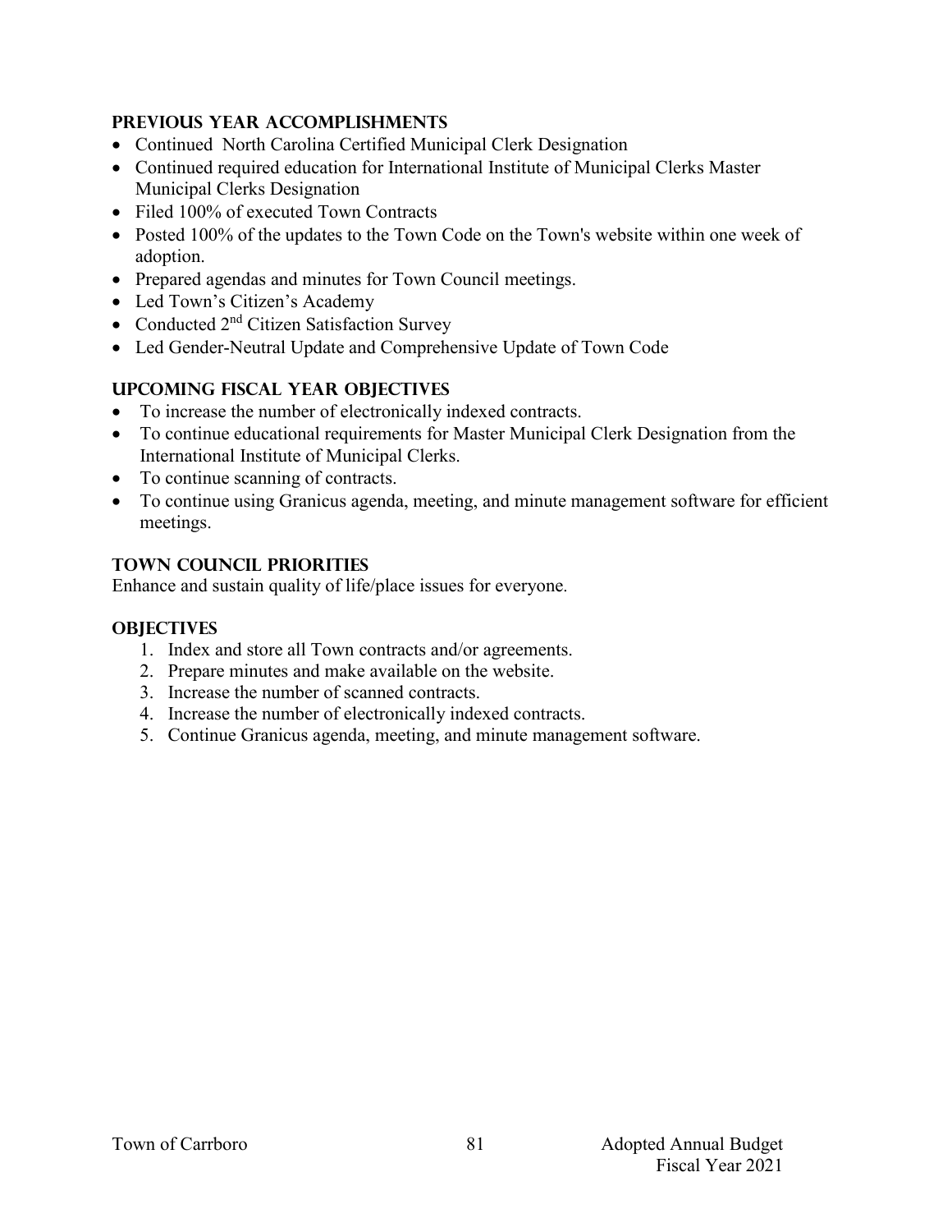## PREVIOUS YEAR ACCOMPLISHMENTS

- Continued North Carolina Certified Municipal Clerk Designation
- Continued required education for International Institute of Municipal Clerks Master Municipal Clerks Designation
- Filed 100% of executed Town Contracts
- Posted 100% of the updates to the Town Code on the Town's website within one week of adoption.
- Prepared agendas and minutes for Town Council meetings.
- Led Town's Citizen's Academy
- Conducted 2nd Citizen Satisfaction Survey
- Led Gender-Neutral Update and Comprehensive Update of Town Code

## UPCOMING FISCAL YEAR OBJECTIVES

- To increase the number of electronically indexed contracts.
- To continue educational requirements for Master Municipal Clerk Designation from the International Institute of Municipal Clerks.
- To continue scanning of contracts.
- To continue using Granicus agenda, meeting, and minute management software for efficient meetings.

## TOWN COUNCIL PRIORITIES

Enhance and sustain quality of life/place issues for everyone.

## OBJECTIVES

1. Index and store all Town contracts and/or agreements.
2. Prepare minutes and make available on the website.
3. Increase the number of scanned contracts.
4. Increase the number of electronically indexed contracts.
5. Continue Granicus agenda, meeting, and minute management software.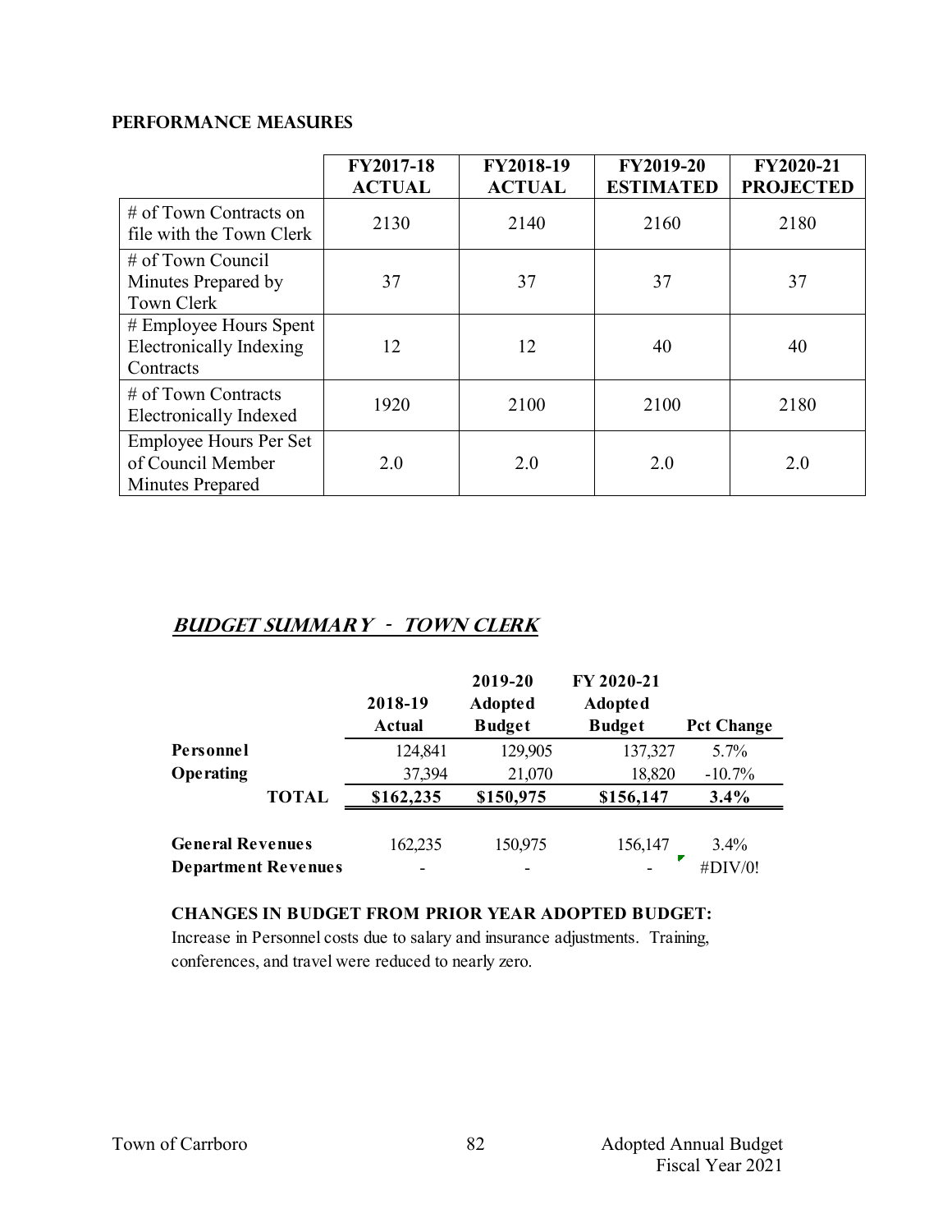## PERFORMANCE MEASURES

| | FY2017-18 ACTUAL | FY2018-19 ACTUAL | FY2019-20 ESTIMATED | FY2020-21 PROJECTED |
|---|---|---|---|---|
| # of Town Contracts on file with the Town Clerk | 2130 | 2140 | 2160 | 2180 |
| # of Town Council Minutes Prepared by Town Clerk | 37 | 37 | 37 | 37 |
| # Employee Hours Spent Electronically Indexing Contracts | 12 | 12 | 40 | 40 |
| # of Town Contracts Electronically Indexed | 1920 | 2100 | 2100 | 2180 |
| Employee Hours Per Set of Council Member Minutes Prepared | 2.0 | 2.0 | 2.0 | 2.0 |

## *BUDGET SUMMARY - TOWN CLERK*

| | 2018-19 Actual | 2019-20 Adopted Budget | FY 2020-21 Adopted Budget | Pct Change |
|---|---|---|---|---|
| **Personnel** | 124,841 | 129,905 | 137,327 | 5.7% |
| **Operating** | 37,394 | 21,070 | 18,820 | -10.7% |
| **TOTAL** | **$162,235** | **$150,975** | **$156,147** | **3.4%** |
| | | | | |
| **General Revenues** | 162,235 | 150,975 | 156,147 | 3.4% |
| **Department Revenues** | - | - | - | #DIV/0! |

**CHANGES IN BUDGET FROM PRIOR YEAR ADOPTED BUDGET:**

Increase in Personnel costs due to salary and insurance adjustments. Training, conferences, and travel were reduced to nearly zero.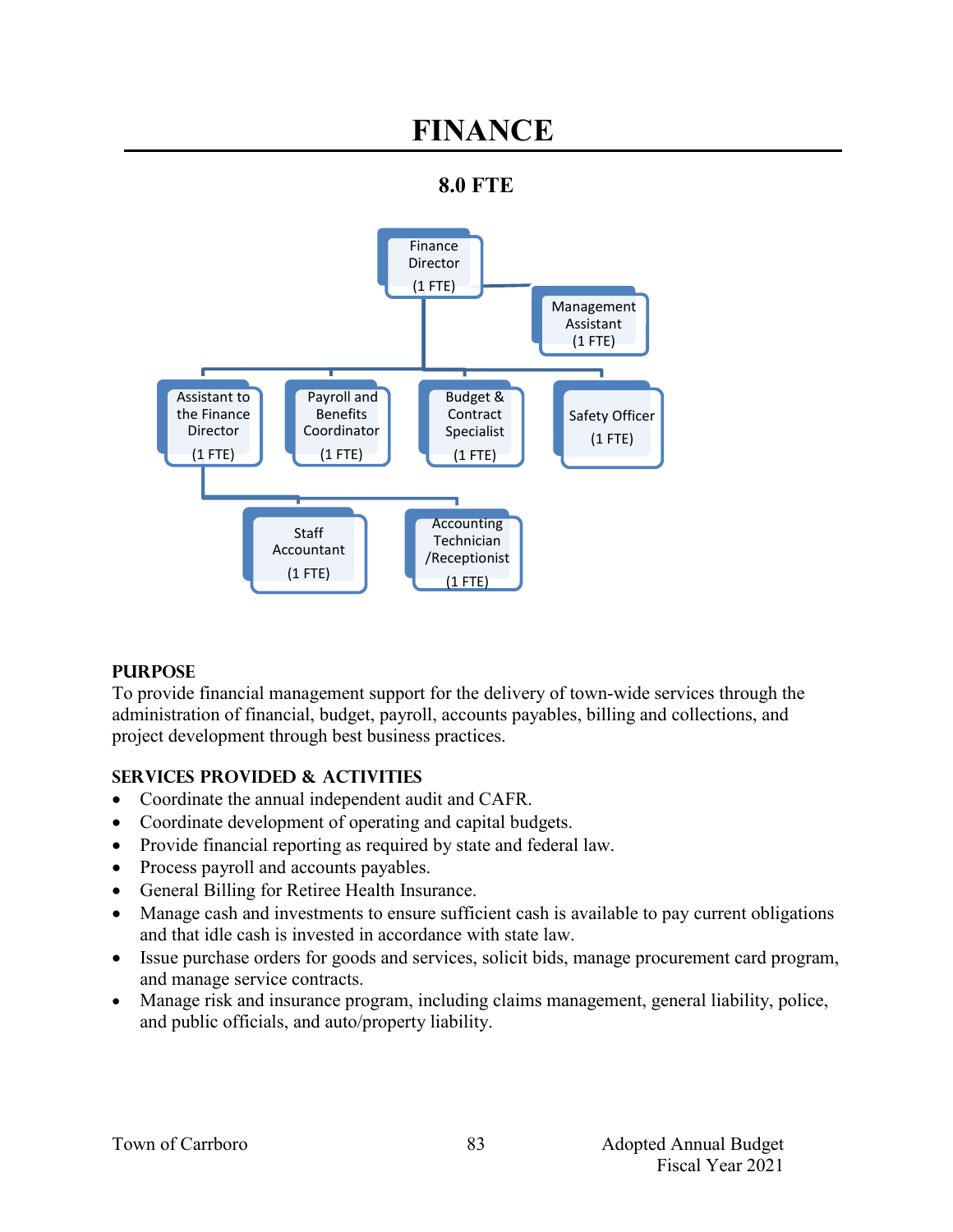# FINANCE

**8.0 FTE**

- Finance Director (1 FTE)
  - Management Assistant (1 FTE)
  - Assistant to the Finance Director (1 FTE)
    - Staff Accountant (1 FTE)
    - Accounting Technician /Receptionist (1 FTE)
  - Payroll and Benefits Coordinator (1 FTE)
  - Budget & Contract Specialist (1 FTE)
  - Safety Officer (1 FTE)

## PURPOSE

To provide financial management support for the delivery of town-wide services through the administration of financial, budget, payroll, accounts payables, billing and collections, and project development through best business practices.

## SERVICES PROVIDED & ACTIVITIES

- Coordinate the annual independent audit and CAFR.
- Coordinate development of operating and capital budgets.
- Provide financial reporting as required by state and federal law.
- Process payroll and accounts payables.
- General Billing for Retiree Health Insurance.
- Manage cash and investments to ensure sufficient cash is available to pay current obligations and that idle cash is invested in accordance with state law.
- Issue purchase orders for goods and services, solicit bids, manage procurement card program, and manage service contracts.
- Manage risk and insurance program, including claims management, general liability, police, and public officials, and auto/property liability.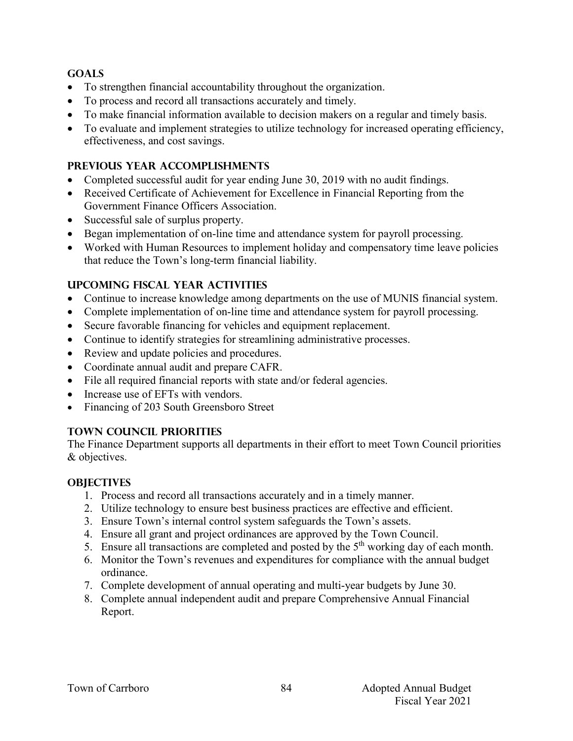## GOALS

- To strengthen financial accountability throughout the organization.
- To process and record all transactions accurately and timely.
- To make financial information available to decision makers on a regular and timely basis.
- To evaluate and implement strategies to utilize technology for increased operating efficiency, effectiveness, and cost savings.

## PREVIOUS YEAR ACCOMPLISHMENTS

- Completed successful audit for year ending June 30, 2019 with no audit findings.
- Received Certificate of Achievement for Excellence in Financial Reporting from the Government Finance Officers Association.
- Successful sale of surplus property.
- Began implementation of on-line time and attendance system for payroll processing.
- Worked with Human Resources to implement holiday and compensatory time leave policies that reduce the Town's long-term financial liability.

## UPCOMING FISCAL YEAR ACTIVITIES

- Continue to increase knowledge among departments on the use of MUNIS financial system.
- Complete implementation of on-line time and attendance system for payroll processing.
- Secure favorable financing for vehicles and equipment replacement.
- Continue to identify strategies for streamlining administrative processes.
- Review and update policies and procedures.
- Coordinate annual audit and prepare CAFR.
- File all required financial reports with state and/or federal agencies.
- Increase use of EFTs with vendors.
- Financing of 203 South Greensboro Street

## TOWN COUNCIL PRIORITIES

The Finance Department supports all departments in their effort to meet Town Council priorities & objectives.

## OBJECTIVES

1. Process and record all transactions accurately and in a timely manner.
2. Utilize technology to ensure best business practices are effective and efficient.
3. Ensure Town's internal control system safeguards the Town's assets.
4. Ensure all grant and project ordinances are approved by the Town Council.
5. Ensure all transactions are completed and posted by the 5th working day of each month.
6. Monitor the Town's revenues and expenditures for compliance with the annual budget ordinance.
7. Complete development of annual operating and multi-year budgets by June 30.
8. Complete annual independent audit and prepare Comprehensive Annual Financial Report.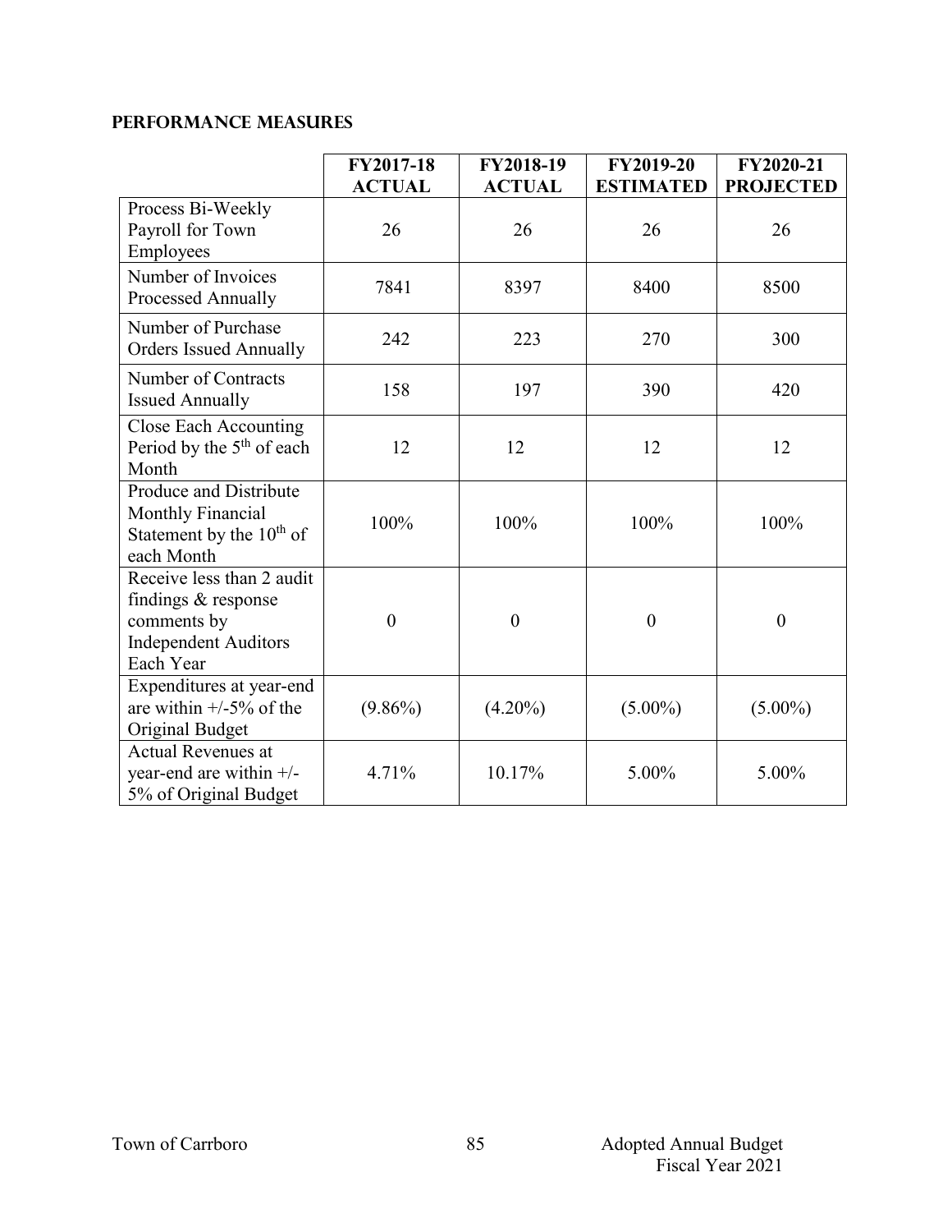## PERFORMANCE MEASURES

| | FY2017-18 ACTUAL | FY2018-19 ACTUAL | FY2019-20 ESTIMATED | FY2020-21 PROJECTED |
|---|---|---|---|---|
| Process Bi-Weekly Payroll for Town Employees | 26 | 26 | 26 | 26 |
| Number of Invoices Processed Annually | 7841 | 8397 | 8400 | 8500 |
| Number of Purchase Orders Issued Annually | 242 | 223 | 270 | 300 |
| Number of Contracts Issued Annually | 158 | 197 | 390 | 420 |
| Close Each Accounting Period by the 5th of each Month | 12 | 12 | 12 | 12 |
| Produce and Distribute Monthly Financial Statement by the 10th of each Month | 100% | 100% | 100% | 100% |
| Receive less than 2 audit findings & response comments by Independent Auditors Each Year | 0 | 0 | 0 | 0 |
| Expenditures at year-end are within +/-5% of the Original Budget | (9.86%) | (4.20%) | (5.00%) | (5.00%) |
| Actual Revenues at year-end are within +/- 5% of Original Budget | 4.71% | 10.17% | 5.00% | 5.00% |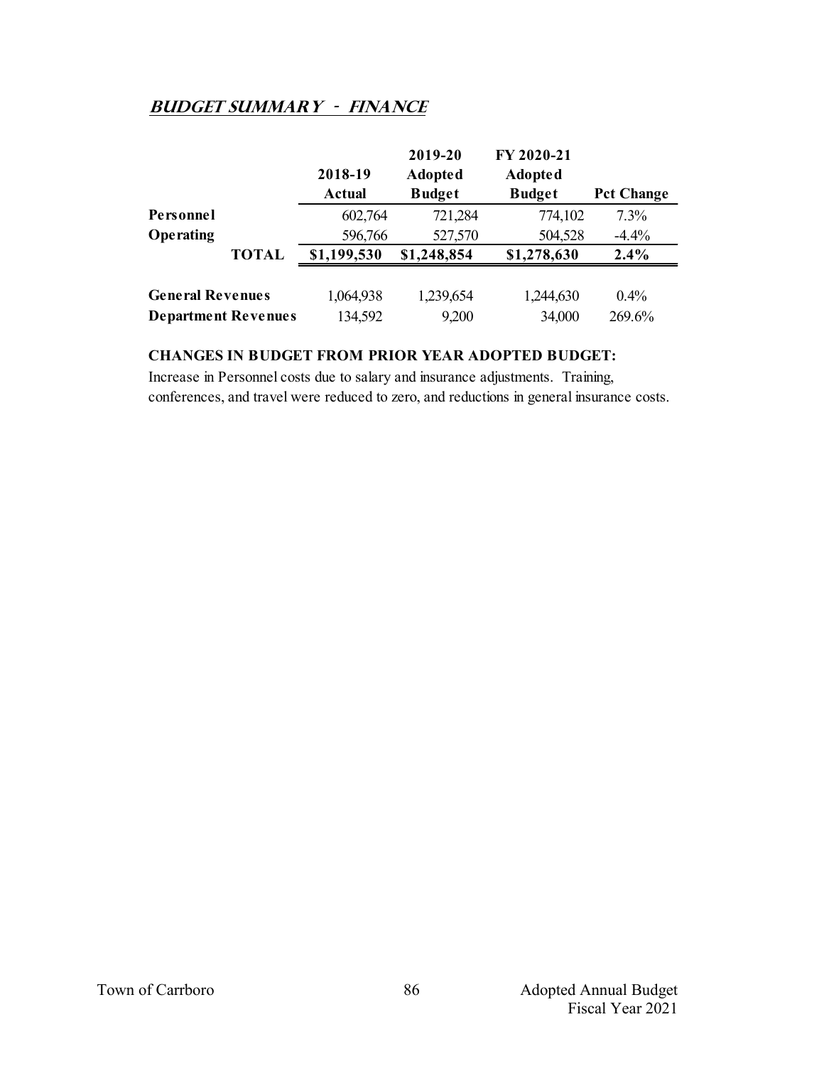## BUDGET SUMMARY - FINANCE

| | 2018-19 Actual | 2019-20 Adopted Budget | FY 2020-21 Adopted Budget | Pct Change |
|---|---|---|---|---|
| **Personnel** | 602,764 | 721,284 | 774,102 | 7.3% |
| **Operating** | 596,766 | 527,570 | 504,528 | -4.4% |
| **TOTAL** | **$1,199,530** | **$1,248,854** | **$1,278,630** | **2.4%** |
| | | | | |
| **General Revenues** | 1,064,938 | 1,239,654 | 1,244,630 | 0.4% |
| **Department Revenues** | 134,592 | 9,200 | 34,000 | 269.6% |

**CHANGES IN BUDGET FROM PRIOR YEAR ADOPTED BUDGET:**

Increase in Personnel costs due to salary and insurance adjustments. Training, conferences, and travel were reduced to zero, and reductions in general insurance costs.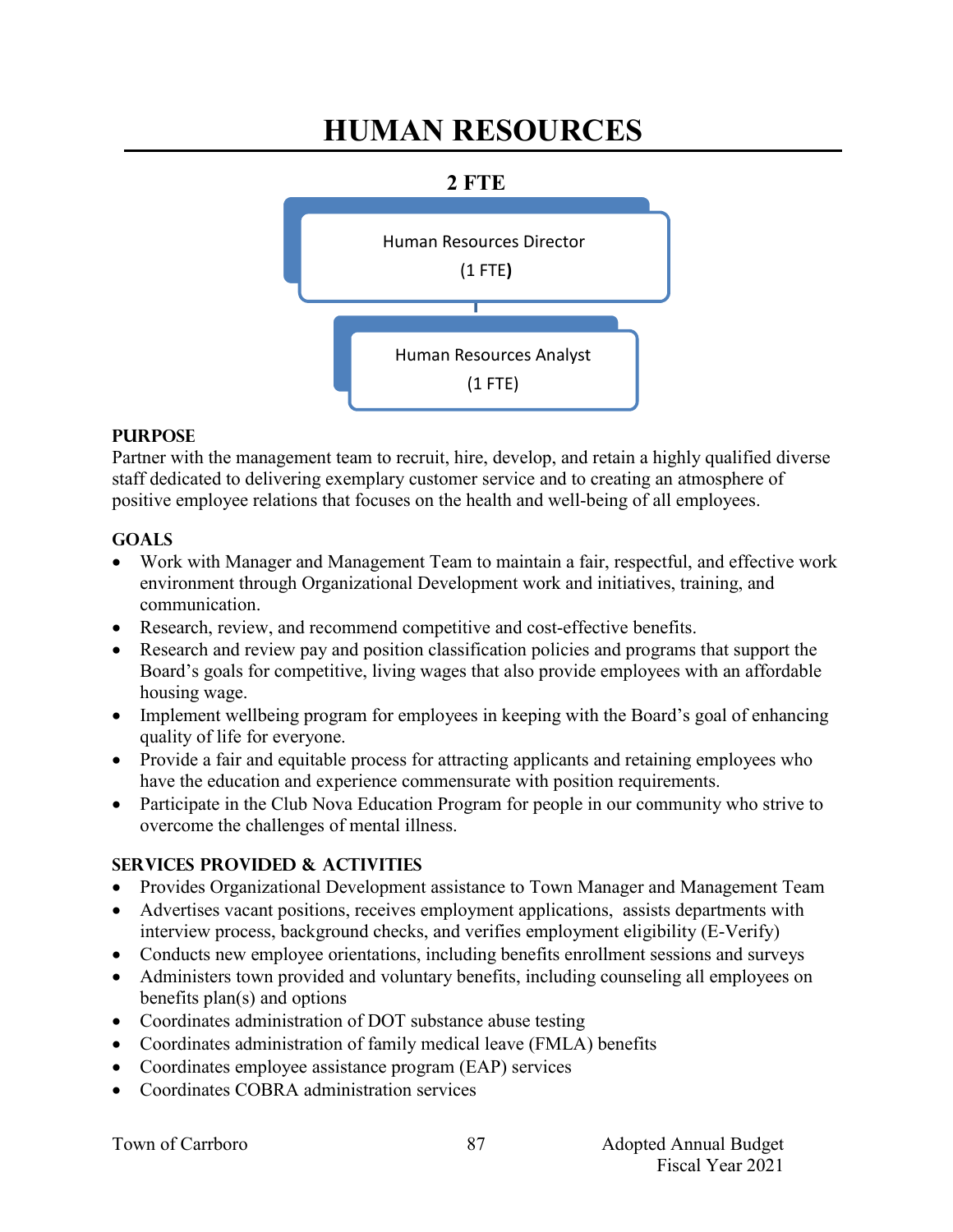# HUMAN RESOURCES

**2 FTE**

Human Resources Director
(1 FTE)

Human Resources Analyst
(1 FTE)

## PURPOSE

Partner with the management team to recruit, hire, develop, and retain a highly qualified diverse staff dedicated to delivering exemplary customer service and to creating an atmosphere of positive employee relations that focuses on the health and well-being of all employees.

## GOALS

- Work with Manager and Management Team to maintain a fair, respectful, and effective work environment through Organizational Development work and initiatives, training, and communication.
- Research, review, and recommend competitive and cost-effective benefits.
- Research and review pay and position classification policies and programs that support the Board's goals for competitive, living wages that also provide employees with an affordable housing wage.
- Implement wellbeing program for employees in keeping with the Board's goal of enhancing quality of life for everyone.
- Provide a fair and equitable process for attracting applicants and retaining employees who have the education and experience commensurate with position requirements.
- Participate in the Club Nova Education Program for people in our community who strive to overcome the challenges of mental illness.

## SERVICES PROVIDED & ACTIVITIES

- Provides Organizational Development assistance to Town Manager and Management Team
- Advertises vacant positions, receives employment applications, assists departments with interview process, background checks, and verifies employment eligibility (E-Verify)
- Conducts new employee orientations, including benefits enrollment sessions and surveys
- Administers town provided and voluntary benefits, including counseling all employees on benefits plan(s) and options
- Coordinates administration of DOT substance abuse testing
- Coordinates administration of family medical leave (FMLA) benefits
- Coordinates employee assistance program (EAP) services
- Coordinates COBRA administration services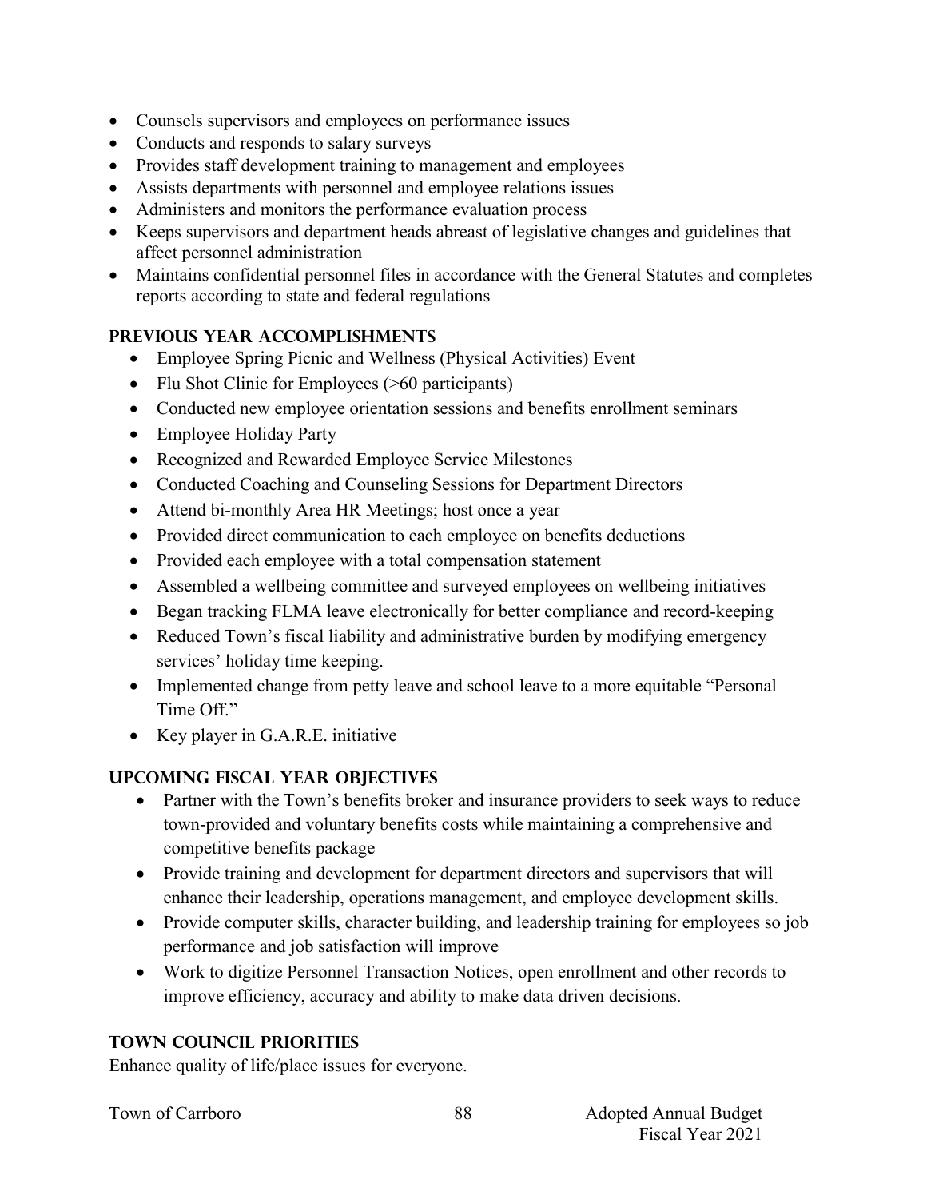- Counsels supervisors and employees on performance issues
- Conducts and responds to salary surveys
- Provides staff development training to management and employees
- Assists departments with personnel and employee relations issues
- Administers and monitors the performance evaluation process
- Keeps supervisors and department heads abreast of legislative changes and guidelines that affect personnel administration
- Maintains confidential personnel files in accordance with the General Statutes and completes reports according to state and federal regulations

## PREVIOUS YEAR ACCOMPLISHMENTS

- Employee Spring Picnic and Wellness (Physical Activities) Event
- Flu Shot Clinic for Employees (>60 participants)
- Conducted new employee orientation sessions and benefits enrollment seminars
- Employee Holiday Party
- Recognized and Rewarded Employee Service Milestones
- Conducted Coaching and Counseling Sessions for Department Directors
- Attend bi-monthly Area HR Meetings; host once a year
- Provided direct communication to each employee on benefits deductions
- Provided each employee with a total compensation statement
- Assembled a wellbeing committee and surveyed employees on wellbeing initiatives
- Began tracking FLMA leave electronically for better compliance and record-keeping
- Reduced Town's fiscal liability and administrative burden by modifying emergency services' holiday time keeping.
- Implemented change from petty leave and school leave to a more equitable "Personal Time Off."
- Key player in G.A.R.E. initiative

## UPCOMING FISCAL YEAR OBJECTIVES

- Partner with the Town's benefits broker and insurance providers to seek ways to reduce town-provided and voluntary benefits costs while maintaining a comprehensive and competitive benefits package
- Provide training and development for department directors and supervisors that will enhance their leadership, operations management, and employee development skills.
- Provide computer skills, character building, and leadership training for employees so job performance and job satisfaction will improve
- Work to digitize Personnel Transaction Notices, open enrollment and other records to improve efficiency, accuracy and ability to make data driven decisions.

## TOWN COUNCIL PRIORITIES

Enhance quality of life/place issues for everyone.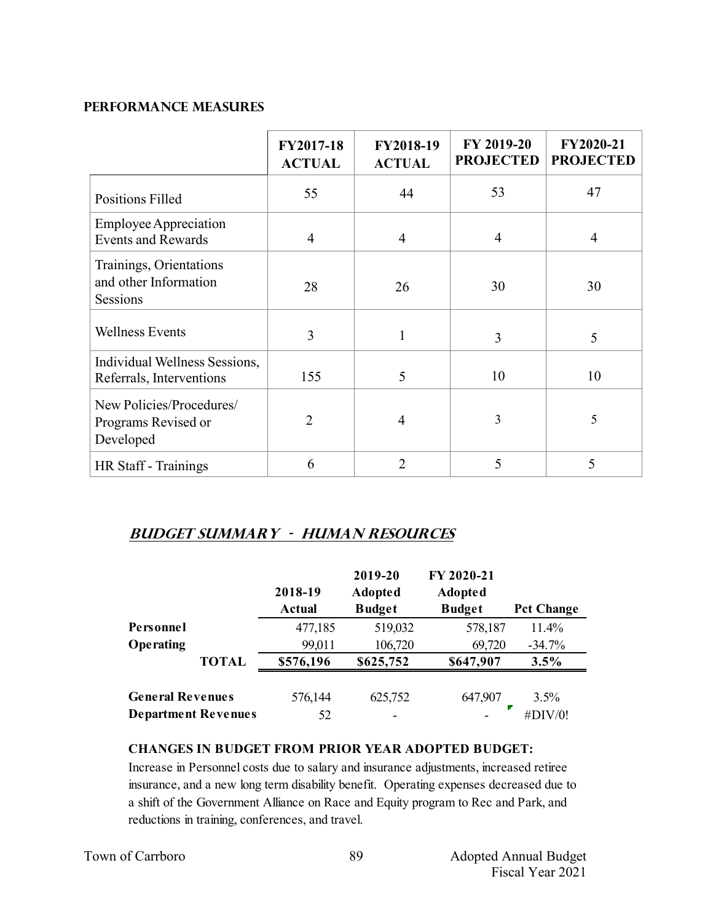## PERFORMANCE MEASURES

| | FY2017-18 ACTUAL | FY2018-19 ACTUAL | FY 2019-20 PROJECTED | FY2020-21 PROJECTED |
|---|---|---|---|---|
| Positions Filled | 55 | 44 | 53 | 47 |
| Employee Appreciation Events and Rewards | 4 | 4 | 4 | 4 |
| Trainings, Orientations and other Information Sessions | 28 | 26 | 30 | 30 |
| Wellness Events | 3 | 1 | 3 | 5 |
| Individual Wellness Sessions, Referrals, Interventions | 155 | 5 | 10 | 10 |
| New Policies/Procedures/ Programs Revised or Developed | 2 | 4 | 3 | 5 |
| HR Staff - Trainings | 6 | 2 | 5 | 5 |

## *BUDGET SUMMARY - HUMAN RESOURCES*

| | 2018-19 Actual | 2019-20 Adopted Budget | FY 2020-21 Adopted Budget | Pct Change |
|---|---|---|---|---|
| **Personnel** | 477,185 | 519,032 | 578,187 | 11.4% |
| **Operating** | 99,011 | 106,720 | 69,720 | -34.7% |
| **TOTAL** | **$576,196** | **$625,752** | **$647,907** | **3.5%** |
| | | | | |
| **General Revenues** | 576,144 | 625,752 | 647,907 | 3.5% |
| **Department Revenues** | 52 | - | - | #DIV/0! |

**CHANGES IN BUDGET FROM PRIOR YEAR ADOPTED BUDGET:**

Increase in Personnel costs due to salary and insurance adjustments, increased retiree insurance, and a new long term disability benefit. Operating expenses decreased due to a shift of the Government Alliance on Race and Equity program to Rec and Park, and reductions in training, conferences, and travel.